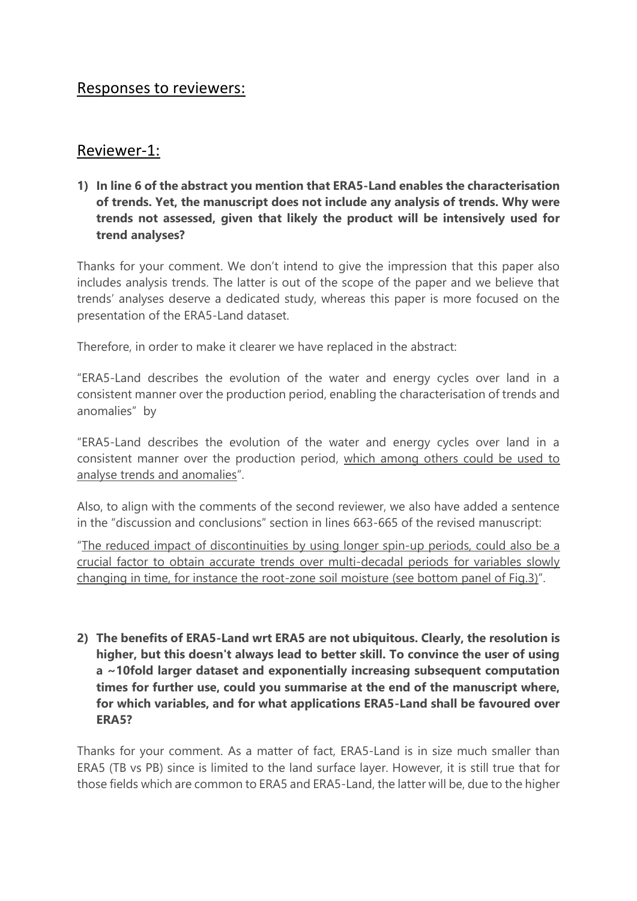## Responses to reviewers:

## Reviewer-1:

1) **In line 6 of the abstract you mention that ERA5-Land enables the characterisation of trends. Yet, the manuscript does not include any analysis of trends. Why were trends not assessed, given that likely the product will be intensively used for trend analyses?**

Thanks for your comment. We don't intend to give the impression that this paper also includes analysis trends. The latter is out of the scope of the paper and we believe that trends' analyses deserve a dedicated study, whereas this paper is more focused on the presentation of the ERA5-Land dataset.

Therefore, in order to make it clearer we have replaced in the abstract:

"ERA5-Land describes the evolution of the water and energy cycles over land in a consistent manner over the production period, enabling the characterisation of trends and anomalies" by

"ERA5-Land describes the evolution of the water and energy cycles over land in a consistent manner over the production period, which among others could be used to analyse trends and anomalies".

Also, to align with the comments of the second reviewer, we also have added a sentence in the "discussion and conclusions" section in lines 663-665 of the revised manuscript:

"The reduced impact of discontinuities by using longer spin-up periods, could also be a crucial factor to obtain accurate trends over multi-decadal periods for variables slowly changing in time, for instance the root-zone soil moisture (see bottom panel of Fig.3)".

2) **The benefits of ERA5-Land wrt ERA5 are not ubiquitous. Clearly, the resolution is higher, but this doesn't always lead to better skill. To convince the user of using a ~10fold larger dataset and exponentially increasing subsequent computation times for further use, could you summarise at the end of the manuscript where, for which variables, and for what applications ERA5-Land shall be favoured over ERA5?**

Thanks for your comment. As a matter of fact, ERA5-Land is in size much smaller than ERA5 (TB vs PB) since is limited to the land surface layer. However, it is still true that for those fields which are common to ERA5 and ERA5-Land, the latter will be, due to the higher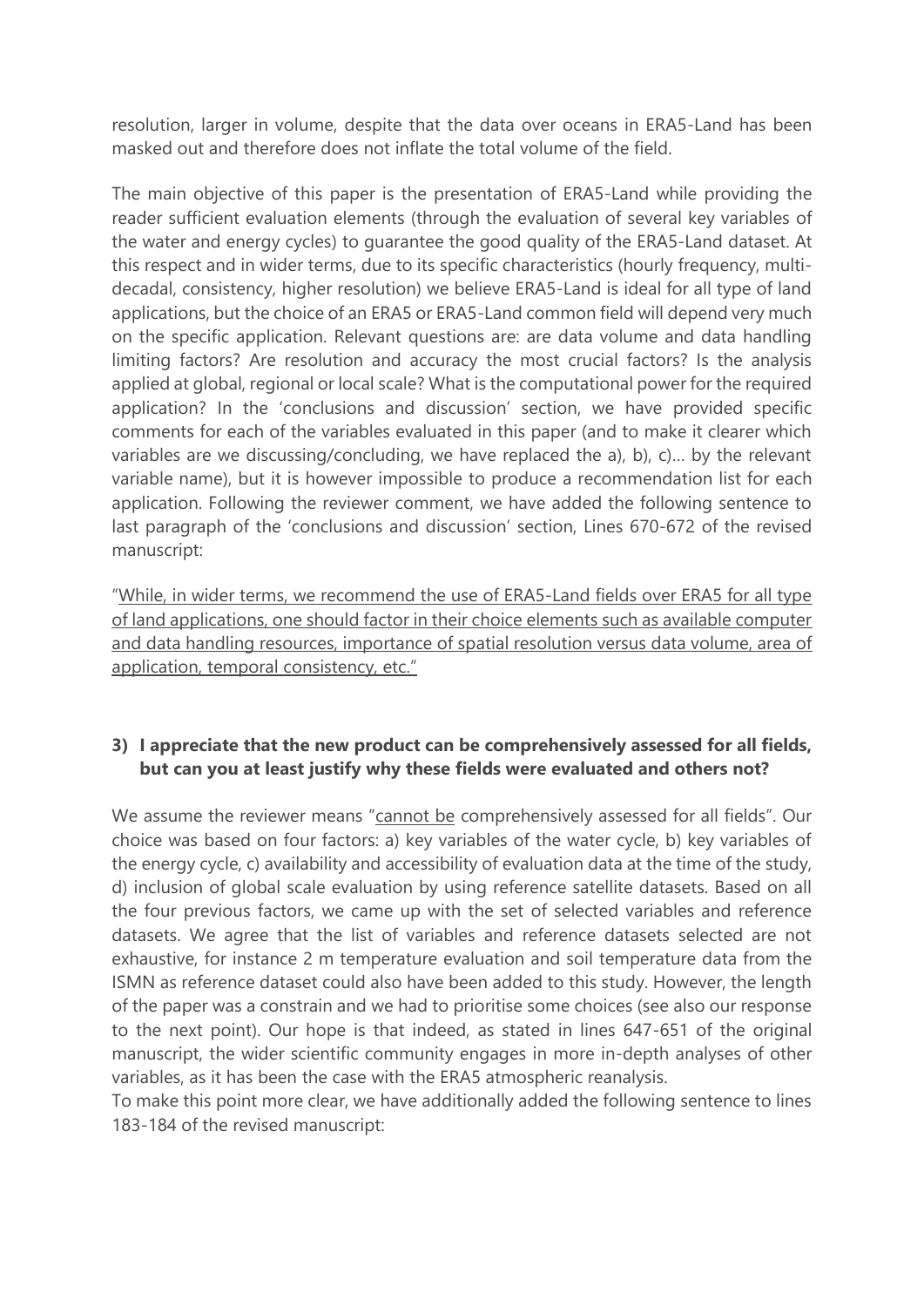resolution, larger in volume, despite that the data over oceans in ERA5-Land has been masked out and therefore does not inflate the total volume of the field.

The main objective of this paper is the presentation of ERA5-Land while providing the reader sufficient evaluation elements (through the evaluation of several key variables of the water and energy cycles) to guarantee the good quality of the ERA5-Land dataset. At this respect and in wider terms, due to its specific characteristics (hourly frequency, multi-decadal, consistency, higher resolution) we believe ERA5-Land is ideal for all type of land applications, but the choice of an ERA5 or ERA5-Land common field will depend very much on the specific application. Relevant questions are: are data volume and data handling limiting factors? Are resolution and accuracy the most crucial factors? Is the analysis applied at global, regional or local scale? What is the computational power for the required application? In the 'conclusions and discussion' section, we have provided specific comments for each of the variables evaluated in this paper (and to make it clearer which variables are we discussing/concluding, we have replaced the a), b), c)… by the relevant variable name), but it is however impossible to produce a recommendation list for each application. Following the reviewer comment, we have added the following sentence to last paragraph of the 'conclusions and discussion' section, Lines 670-672 of the revised manuscript:

"<u>While, in wider terms, we recommend the use of ERA5-Land fields over ERA5 for all type of land applications, one should factor in their choice elements such as available computer and data handling resources, importance of spatial resolution versus data volume, area of application, temporal consistency, etc.</u>"

**3) I appreciate that the new product can be comprehensively assessed for all fields, but can you at least justify why these fields were evaluated and others not?**

We assume the reviewer means "<u>cannot be</u> comprehensively assessed for all fields". Our choice was based on four factors: a) key variables of the water cycle, b) key variables of the energy cycle, c) availability and accessibility of evaluation data at the time of the study, d) inclusion of global scale evaluation by using reference satellite datasets. Based on all the four previous factors, we came up with the set of selected variables and reference datasets. We agree that the list of variables and reference datasets selected are not exhaustive, for instance 2 m temperature evaluation and soil temperature data from the ISMN as reference dataset could also have been added to this study. However, the length of the paper was a constrain and we had to prioritise some choices (see also our response to the next point). Our hope is that indeed, as stated in lines 647-651 of the original manuscript, the wider scientific community engages in more in-depth analyses of other variables, as it has been the case with the ERA5 atmospheric reanalysis.
To make this point more clear, we have additionally added the following sentence to lines 183-184 of the revised manuscript: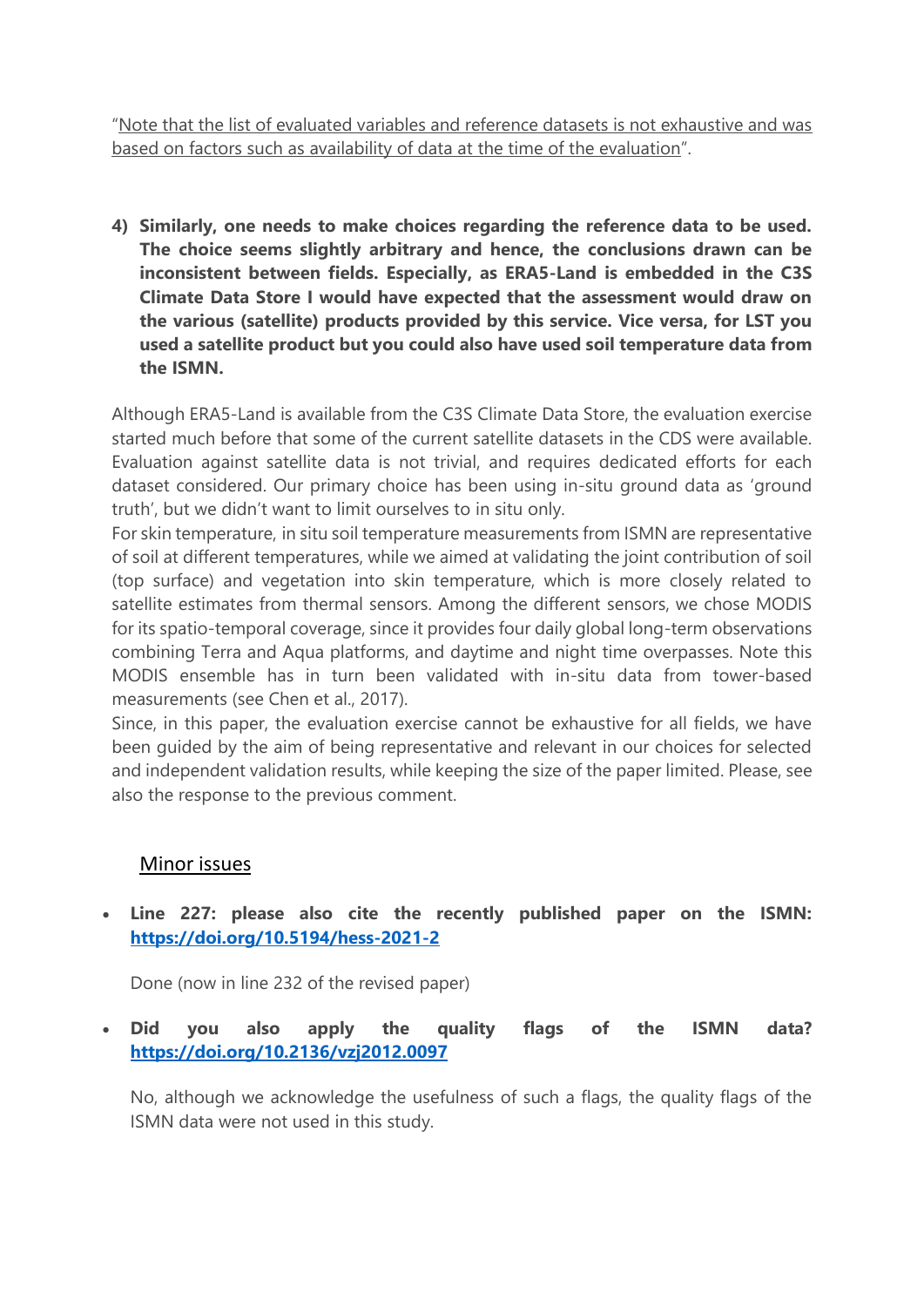"<u>Note that the list of evaluated variables and reference datasets is not exhaustive and was based on factors such as availability of data at the time of the evaluation</u>".

4) **Similarly, one needs to make choices regarding the reference data to be used. The choice seems slightly arbitrary and hence, the conclusions drawn can be inconsistent between fields. Especially, as ERA5-Land is embedded in the C3S Climate Data Store I would have expected that the assessment would draw on the various (satellite) products provided by this service. Vice versa, for LST you used a satellite product but you could also have used soil temperature data from the ISMN.**

Although ERA5-Land is available from the C3S Climate Data Store, the evaluation exercise started much before that some of the current satellite datasets in the CDS were available. Evaluation against satellite data is not trivial, and requires dedicated efforts for each dataset considered. Our primary choice has been using in-situ ground data as 'ground truth', but we didn't want to limit ourselves to in situ only.
For skin temperature, in situ soil temperature measurements from ISMN are representative of soil at different temperatures, while we aimed at validating the joint contribution of soil (top surface) and vegetation into skin temperature, which is more closely related to satellite estimates from thermal sensors. Among the different sensors, we chose MODIS for its spatio-temporal coverage, since it provides four daily global long-term observations combining Terra and Aqua platforms, and daytime and night time overpasses. Note this MODIS ensemble has in turn been validated with in-situ data from tower-based measurements (see Chen et al., 2017).
Since, in this paper, the evaluation exercise cannot be exhaustive for all fields, we have been guided by the aim of being representative and relevant in our choices for selected and independent validation results, while keeping the size of the paper limited. Please, see also the response to the previous comment.

## <u>Minor issues</u>

- **Line 227: please also cite the recently published paper on the ISMN: [https://doi.org/10.5194/hess-2021-2](https://doi.org/10.5194/hess-2021-2)**

  Done (now in line 232 of the revised paper)

- **Did you also apply the quality flags of the ISMN data? [https://doi.org/10.2136/vzj2012.0097](https://doi.org/10.2136/vzj2012.0097)**

  No, although we acknowledge the usefulness of such a flags, the quality flags of the ISMN data were not used in this study.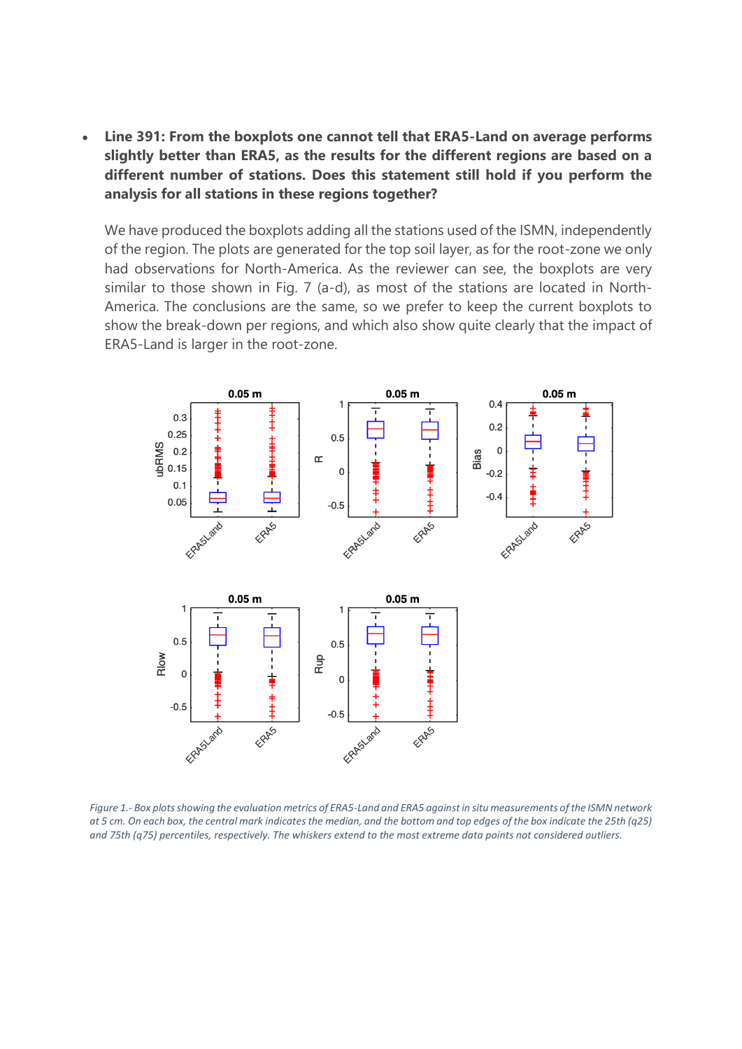- **Line 391: From the boxplots one cannot tell that ERA5-Land on average performs slightly better than ERA5, as the results for the different regions are based on a different number of stations. Does this statement still hold if you perform the analysis for all stations in these regions together?**

  We have produced the boxplots adding all the stations used of the ISMN, independently of the region. The plots are generated for the top soil layer, as for the root-zone we only had observations for North-America. As the reviewer can see, the boxplots are very similar to those shown in Fig. 7 (a-d), as most of the stations are located in North-America. The conclusions are the same, so we prefer to keep the current boxplots to show the break-down per regions, and which also show quite clearly that the impact of ERA5-Land is larger in the root-zone.

*Figure 1.- Box plots showing the evaluation metrics of ERA5-Land and ERA5 against in situ measurements of the ISMN network at 5 cm. On each box, the central mark indicates the median, and the bottom and top edges of the box indicate the 25th (q25) and 75th (q75) percentiles, respectively. The whiskers extend to the most extreme data points not considered outliers.*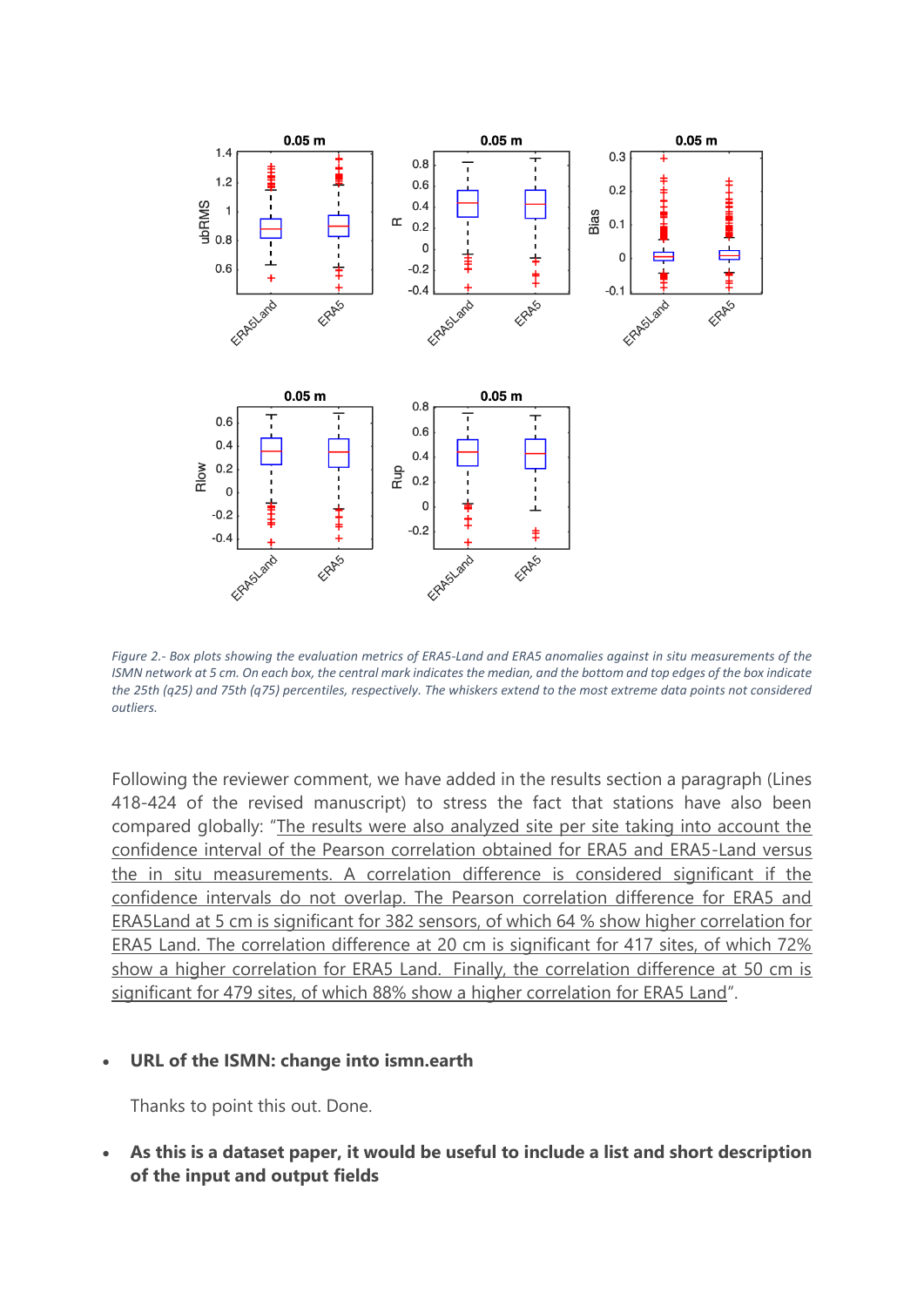*Figure 2.- Box plots showing the evaluation metrics of ERA5-Land and ERA5 anomalies against in situ measurements of the ISMN network at 5 cm. On each box, the central mark indicates the median, and the bottom and top edges of the box indicate the 25th (q25) and 75th (q75) percentiles, respectively. The whiskers extend to the most extreme data points not considered outliers.*

Following the reviewer comment, we have added in the results section a paragraph (Lines 418-424 of the revised manuscript) to stress the fact that stations have also been compared globally: "The results were also analyzed site per site taking into account the confidence interval of the Pearson correlation obtained for ERA5 and ERA5-Land versus the in situ measurements. A correlation difference is considered significant if the confidence intervals do not overlap. The Pearson correlation difference for ERA5 and ERA5Land at 5 cm is significant for 382 sensors, of which 64 % show higher correlation for ERA5 Land. The correlation difference at 20 cm is significant for 417 sites, of which 72% show a higher correlation for ERA5 Land. Finally, the correlation difference at 50 cm is significant for 479 sites, of which 88% show a higher correlation for ERA5 Land".

- **URL of the ISMN: change into ismn.earth**

  Thanks to point this out. Done.

- **As this is a dataset paper, it would be useful to include a list and short description of the input and output fields**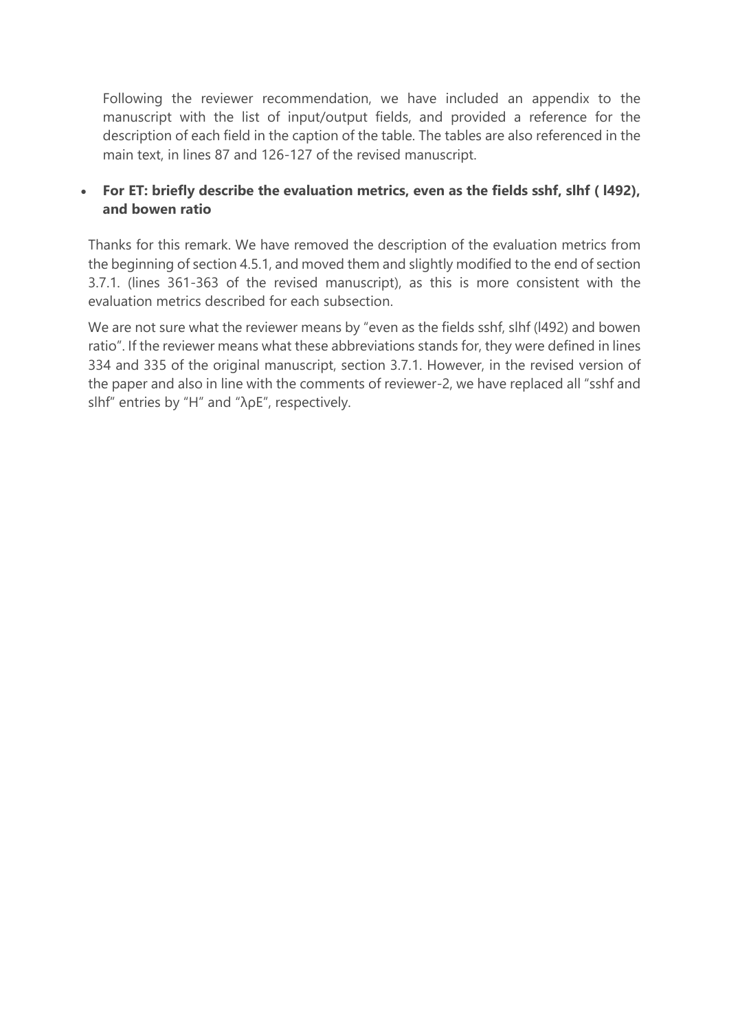Following the reviewer recommendation, we have included an appendix to the manuscript with the list of input/output fields, and provided a reference for the description of each field in the caption of the table. The tables are also referenced in the main text, in lines 87 and 126-127 of the revised manuscript.

- **For ET: briefly describe the evaluation metrics, even as the fields sshf, slhf ( l492), and bowen ratio**

Thanks for this remark. We have removed the description of the evaluation metrics from the beginning of section 4.5.1, and moved them and slightly modified to the end of section 3.7.1. (lines 361-363 of the revised manuscript), as this is more consistent with the evaluation metrics described for each subsection.

We are not sure what the reviewer means by "even as the fields sshf, slhf (l492) and bowen ratio". If the reviewer means what these abbreviations stands for, they were defined in lines 334 and 335 of the original manuscript, section 3.7.1. However, in the revised version of the paper and also in line with the comments of reviewer-2, we have replaced all "sshf and slhf" entries by "H" and "$\lambda\rho E$", respectively.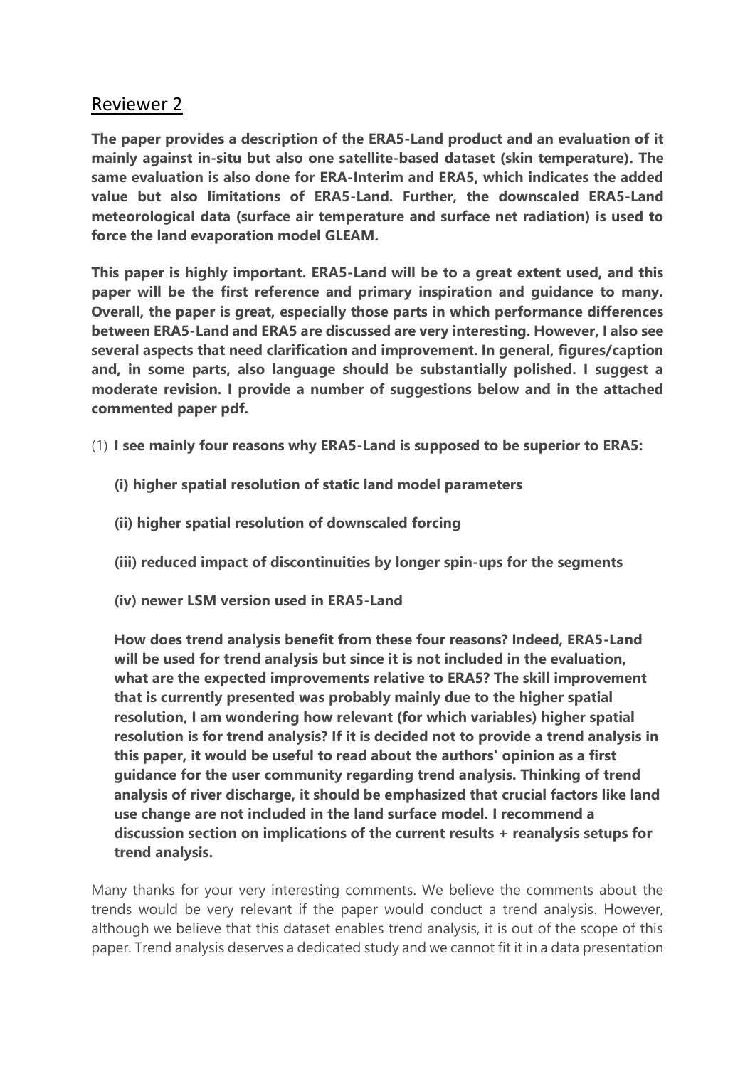## Reviewer 2

**The paper provides a description of the ERA5-Land product and an evaluation of it mainly against in-situ but also one satellite-based dataset (skin temperature). The same evaluation is also done for ERA-Interim and ERA5, which indicates the added value but also limitations of ERA5-Land. Further, the downscaled ERA5-Land meteorological data (surface air temperature and surface net radiation) is used to force the land evaporation model GLEAM.**

**This paper is highly important. ERA5-Land will be to a great extent used, and this paper will be the first reference and primary inspiration and guidance to many. Overall, the paper is great, especially those parts in which performance differences between ERA5-Land and ERA5 are discussed are very interesting. However, I also see several aspects that need clarification and improvement. In general, figures/caption and, in some parts, also language should be substantially polished. I suggest a moderate revision. I provide a number of suggestions below and in the attached commented paper pdf.**

(1) **I see mainly four reasons why ERA5-Land is supposed to be superior to ERA5:**

   **(i) higher spatial resolution of static land model parameters**

   **(ii) higher spatial resolution of downscaled forcing**

   **(iii) reduced impact of discontinuities by longer spin-ups for the segments**

   **(iv) newer LSM version used in ERA5-Land**

   **How does trend analysis benefit from these four reasons? Indeed, ERA5-Land will be used for trend analysis but since it is not included in the evaluation, what are the expected improvements relative to ERA5? The skill improvement that is currently presented was probably mainly due to the higher spatial resolution, I am wondering how relevant (for which variables) higher spatial resolution is for trend analysis? If it is decided not to provide a trend analysis in this paper, it would be useful to read about the authors' opinion as a first guidance for the user community regarding trend analysis. Thinking of trend analysis of river discharge, it should be emphasized that crucial factors like land use change are not included in the land surface model. I recommend a discussion section on implications of the current results + reanalysis setups for trend analysis.**

Many thanks for your very interesting comments. We believe the comments about the trends would be very relevant if the paper would conduct a trend analysis. However, although we believe that this dataset enables trend analysis, it is out of the scope of this paper. Trend analysis deserves a dedicated study and we cannot fit it in a data presentation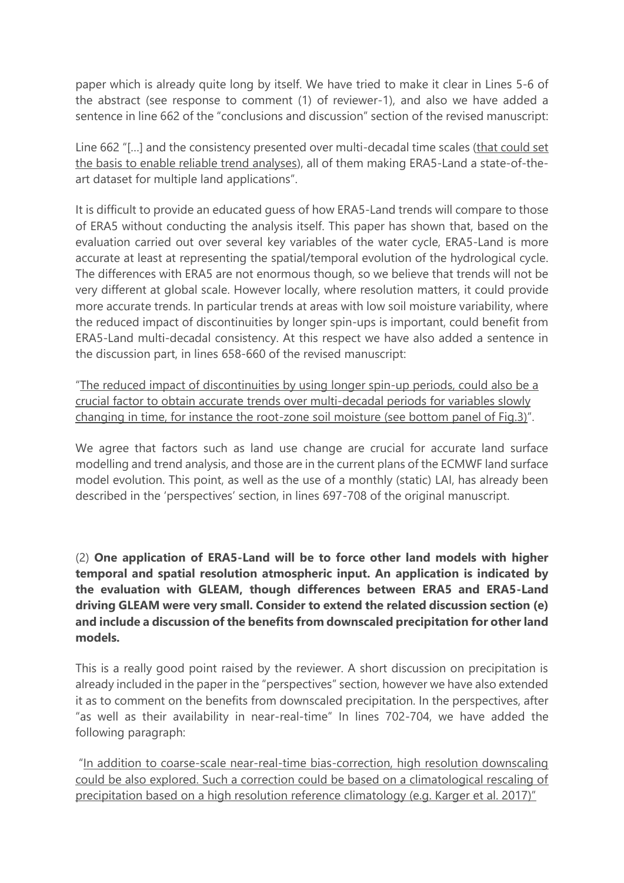paper which is already quite long by itself. We have tried to make it clear in Lines 5-6 of the abstract (see response to comment (1) of reviewer-1), and also we have added a sentence in line 662 of the "conclusions and discussion" section of the revised manuscript:

Line 662 "[...] and the consistency presented over multi-decadal time scales (<u>that could set the basis to enable reliable trend analyses</u>), all of them making ERA5-Land a state-of-the-art dataset for multiple land applications".

It is difficult to provide an educated guess of how ERA5-Land trends will compare to those of ERA5 without conducting the analysis itself. This paper has shown that, based on the evaluation carried out over several key variables of the water cycle, ERA5-Land is more accurate at least at representing the spatial/temporal evolution of the hydrological cycle. The differences with ERA5 are not enormous though, so we believe that trends will not be very different at global scale. However locally, where resolution matters, it could provide more accurate trends. In particular trends at areas with low soil moisture variability, where the reduced impact of discontinuities by longer spin-ups is important, could benefit from ERA5-Land multi-decadal consistency. At this respect we have also added a sentence in the discussion part, in lines 658-660 of the revised manuscript:

"<u>The reduced impact of discontinuities by using longer spin-up periods, could also be a crucial factor to obtain accurate trends over multi-decadal periods for variables slowly changing in time, for instance the root-zone soil moisture (see bottom panel of Fig.3)</u>".

We agree that factors such as land use change are crucial for accurate land surface modelling and trend analysis, and those are in the current plans of the ECMWF land surface model evolution. This point, as well as the use of a monthly (static) LAI, has already been described in the 'perspectives' section, in lines 697-708 of the original manuscript.

(2) **One application of ERA5-Land will be to force other land models with higher temporal and spatial resolution atmospheric input. An application is indicated by the evaluation with GLEAM, though differences between ERA5 and ERA5-Land driving GLEAM were very small. Consider to extend the related discussion section (e) and include a discussion of the benefits from downscaled precipitation for other land models.**

This is a really good point raised by the reviewer. A short discussion on precipitation is already included in the paper in the "perspectives" section, however we have also extended it as to comment on the benefits from downscaled precipitation. In the perspectives, after "as well as their availability in near-real-time" In lines 702-704, we have added the following paragraph:

"<u>In addition to coarse-scale near-real-time bias-correction, high resolution downscaling could be also explored. Such a correction could be based on a climatological rescaling of precipitation based on a high resolution reference climatology (e.g. Karger et al. 2017)</u>"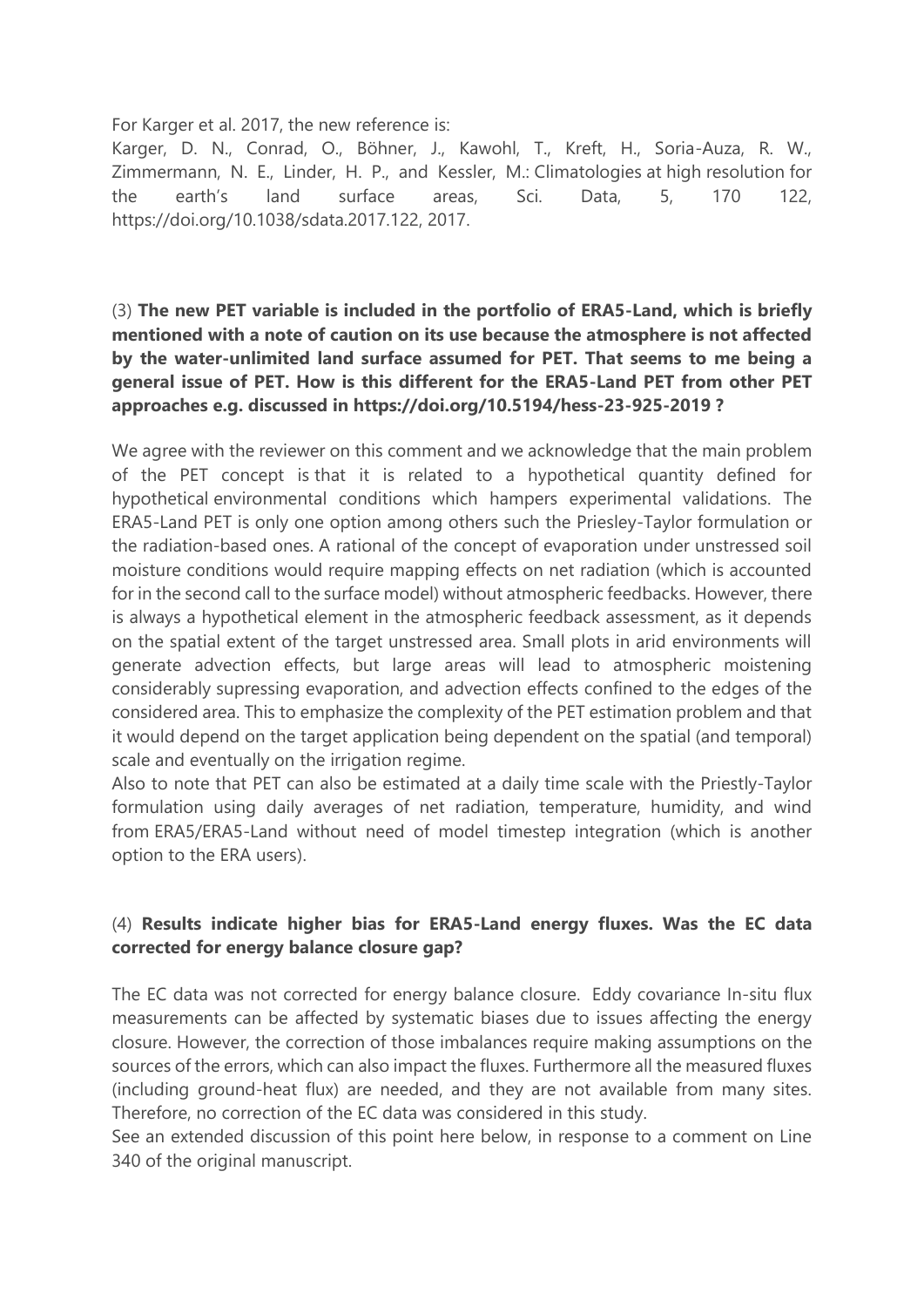For Karger et al. 2017, the new reference is:

Karger, D. N., Conrad, O., Böhner, J., Kawohl, T., Kreft, H., Soria-Auza, R. W., Zimmermann, N. E., Linder, H. P., and Kessler, M.: Climatologies at high resolution for the earth's land surface areas, Sci. Data, 5, 170 122, https://doi.org/10.1038/sdata.2017.122, 2017.

(3) **The new PET variable is included in the portfolio of ERA5-Land, which is briefly mentioned with a note of caution on its use because the atmosphere is not affected by the water-unlimited land surface assumed for PET. That seems to me being a general issue of PET. How is this different for the ERA5-Land PET from other PET approaches e.g. discussed in https://doi.org/10.5194/hess-23-925-2019 ?**

We agree with the reviewer on this comment and we acknowledge that the main problem of the PET concept is that it is related to a hypothetical quantity defined for hypothetical environmental conditions which hampers experimental validations. The ERA5-Land PET is only one option among others such the Priesley-Taylor formulation or the radiation-based ones. A rational of the concept of evaporation under unstressed soil moisture conditions would require mapping effects on net radiation (which is accounted for in the second call to the surface model) without atmospheric feedbacks. However, there is always a hypothetical element in the atmospheric feedback assessment, as it depends on the spatial extent of the target unstressed area. Small plots in arid environments will generate advection effects, but large areas will lead to atmospheric moistening considerably supressing evaporation, and advection effects confined to the edges of the considered area. This to emphasize the complexity of the PET estimation problem and that it would depend on the target application being dependent on the spatial (and temporal) scale and eventually on the irrigation regime.

Also to note that PET can also be estimated at a daily time scale with the Priestly-Taylor formulation using daily averages of net radiation, temperature, humidity, and wind from ERA5/ERA5-Land without need of model timestep integration (which is another option to the ERA users).

(4) **Results indicate higher bias for ERA5-Land energy fluxes. Was the EC data corrected for energy balance closure gap?**

The EC data was not corrected for energy balance closure. Eddy covariance In-situ flux measurements can be affected by systematic biases due to issues affecting the energy closure. However, the correction of those imbalances require making assumptions on the sources of the errors, which can also impact the fluxes. Furthermore all the measured fluxes (including ground-heat flux) are needed, and they are not available from many sites. Therefore, no correction of the EC data was considered in this study.

See an extended discussion of this point here below, in response to a comment on Line 340 of the original manuscript.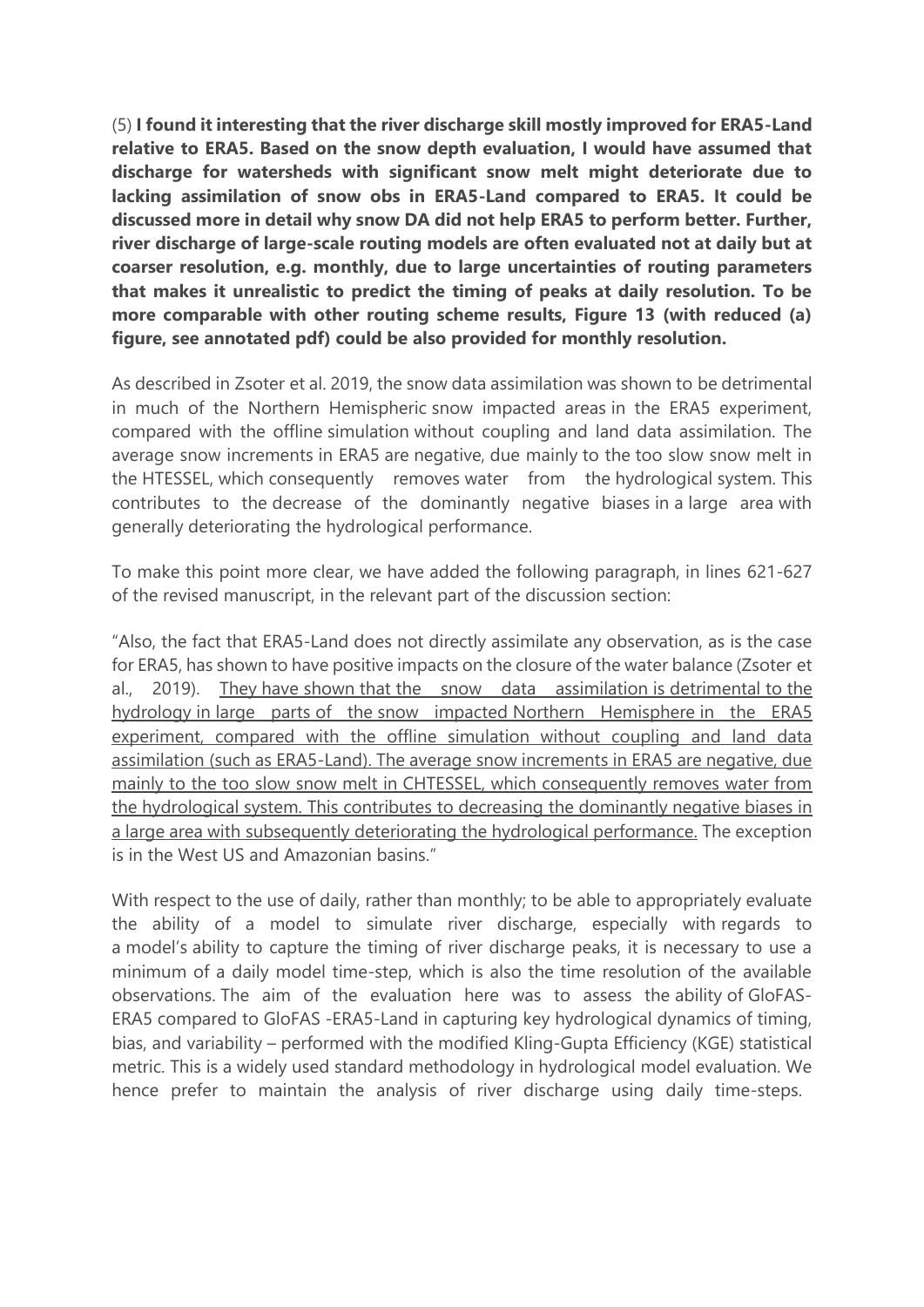(5) **I found it interesting that the river discharge skill mostly improved for ERA5-Land relative to ERA5. Based on the snow depth evaluation, I would have assumed that discharge for watersheds with significant snow melt might deteriorate due to lacking assimilation of snow obs in ERA5-Land compared to ERA5. It could be discussed more in detail why snow DA did not help ERA5 to perform better. Further, river discharge of large-scale routing models are often evaluated not at daily but at coarser resolution, e.g. monthly, due to large uncertainties of routing parameters that makes it unrealistic to predict the timing of peaks at daily resolution. To be more comparable with other routing scheme results, Figure 13 (with reduced (a) figure, see annotated pdf) could be also provided for monthly resolution.**

As described in Zsoter et al. 2019, the snow data assimilation was shown to be detrimental in much of the Northern Hemispheric snow impacted areas in the ERA5 experiment, compared with the offline simulation without coupling and land data assimilation. The average snow increments in ERA5 are negative, due mainly to the too slow snow melt in the HTESSEL, which consequently removes water from the hydrological system. This contributes to the decrease of the dominantly negative biases in a large area with generally deteriorating the hydrological performance.

To make this point more clear, we have added the following paragraph, in lines 621-627 of the revised manuscript, in the relevant part of the discussion section:

"Also, the fact that ERA5-Land does not directly assimilate any observation, as is the case for ERA5, has shown to have positive impacts on the closure of the water balance (Zsoter et al., 2019). <u>They have shown that the snow data assimilation is detrimental to the hydrology in large parts of the snow impacted Northern Hemisphere in the ERA5 experiment, compared with the offline simulation without coupling and land data assimilation (such as ERA5-Land). The average snow increments in ERA5 are negative, due mainly to the too slow snow melt in CHTESSEL, which consequently removes water from the hydrological system. This contributes to decreasing the dominantly negative biases in a large area with subsequently deteriorating the hydrological performance.</u> The exception is in the West US and Amazonian basins."

With respect to the use of daily, rather than monthly; to be able to appropriately evaluate the ability of a model to simulate river discharge, especially with regards to a model's ability to capture the timing of river discharge peaks, it is necessary to use a minimum of a daily model time-step, which is also the time resolution of the available observations. The aim of the evaluation here was to assess the ability of GloFAS-ERA5 compared to GloFAS -ERA5-Land in capturing key hydrological dynamics of timing, bias, and variability – performed with the modified Kling-Gupta Efficiency (KGE) statistical metric. This is a widely used standard methodology in hydrological model evaluation. We hence prefer to maintain the analysis of river discharge using daily time-steps.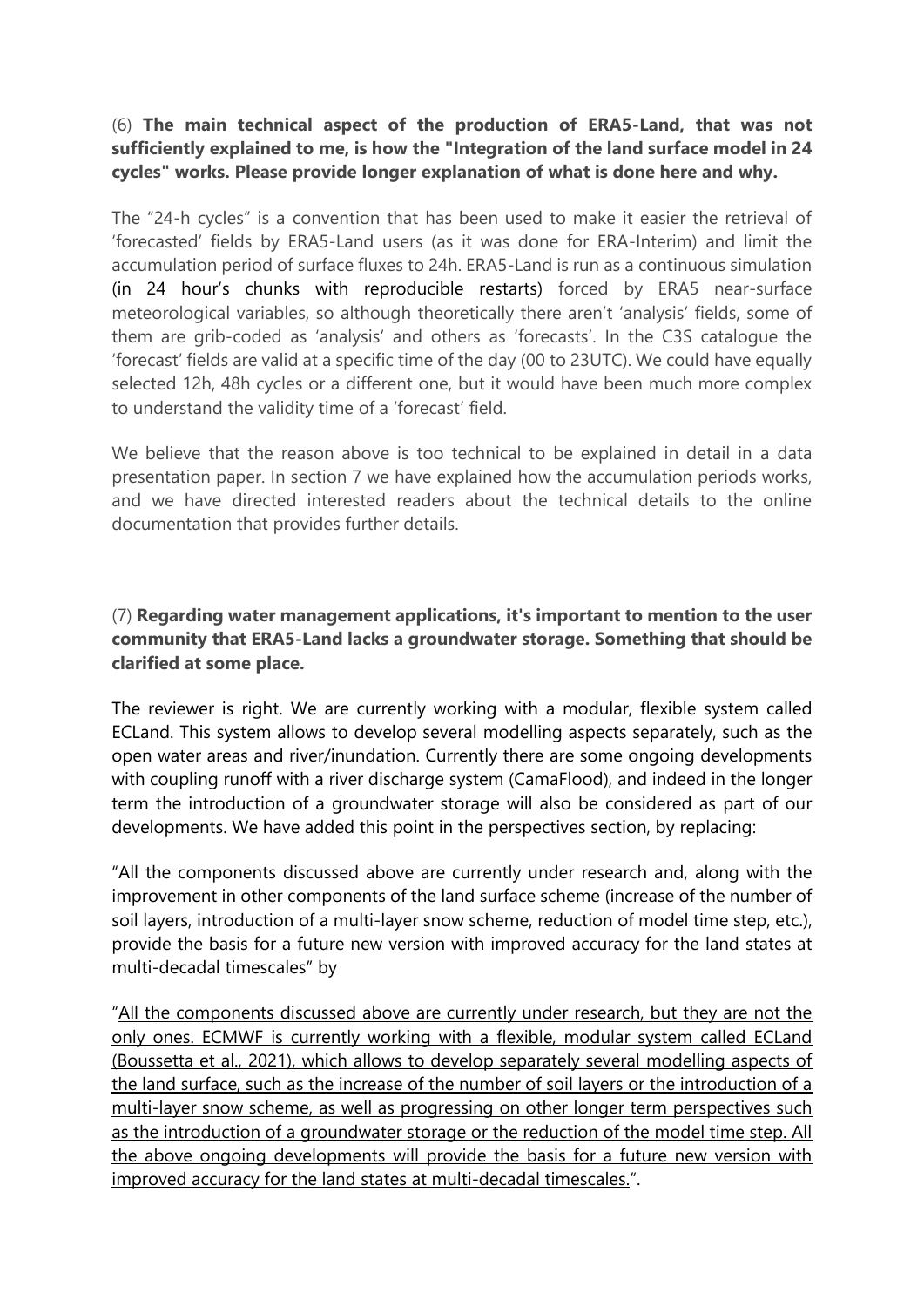(6) **The main technical aspect of the production of ERA5-Land, that was not sufficiently explained to me, is how the "Integration of the land surface model in 24 cycles" works. Please provide longer explanation of what is done here and why.**

The "24-h cycles" is a convention that has been used to make it easier the retrieval of 'forecasted' fields by ERA5-Land users (as it was done for ERA-Interim) and limit the accumulation period of surface fluxes to 24h. ERA5-Land is run as a continuous simulation (in 24 hour's chunks with reproducible restarts) forced by ERA5 near-surface meteorological variables, so although theoretically there aren't 'analysis' fields, some of them are grib-coded as 'analysis' and others as 'forecasts'. In the C3S catalogue the 'forecast' fields are valid at a specific time of the day (00 to 23UTC). We could have equally selected 12h, 48h cycles or a different one, but it would have been much more complex to understand the validity time of a 'forecast' field.

We believe that the reason above is too technical to be explained in detail in a data presentation paper. In section 7 we have explained how the accumulation periods works, and we have directed interested readers about the technical details to the online documentation that provides further details.

(7) **Regarding water management applications, it's important to mention to the user community that ERA5-Land lacks a groundwater storage. Something that should be clarified at some place.**

The reviewer is right. We are currently working with a modular, flexible system called ECLand. This system allows to develop several modelling aspects separately, such as the open water areas and river/inundation. Currently there are some ongoing developments with coupling runoff with a river discharge system (CamaFlood), and indeed in the longer term the introduction of a groundwater storage will also be considered as part of our developments. We have added this point in the perspectives section, by replacing:

"All the components discussed above are currently under research and, along with the improvement in other components of the land surface scheme (increase of the number of soil layers, introduction of a multi-layer snow scheme, reduction of model time step, etc.), provide the basis for a future new version with improved accuracy for the land states at multi-decadal timescales" by

"All the components discussed above are currently under research, but they are not the only ones. ECMWF is currently working with a flexible, modular system called ECLand (Boussetta et al., 2021), which allows to develop separately several modelling aspects of the land surface, such as the increase of the number of soil layers or the introduction of a multi-layer snow scheme, as well as progressing on other longer term perspectives such as the introduction of a groundwater storage or the reduction of the model time step. All the above ongoing developments will provide the basis for a future new version with improved accuracy for the land states at multi-decadal timescales.".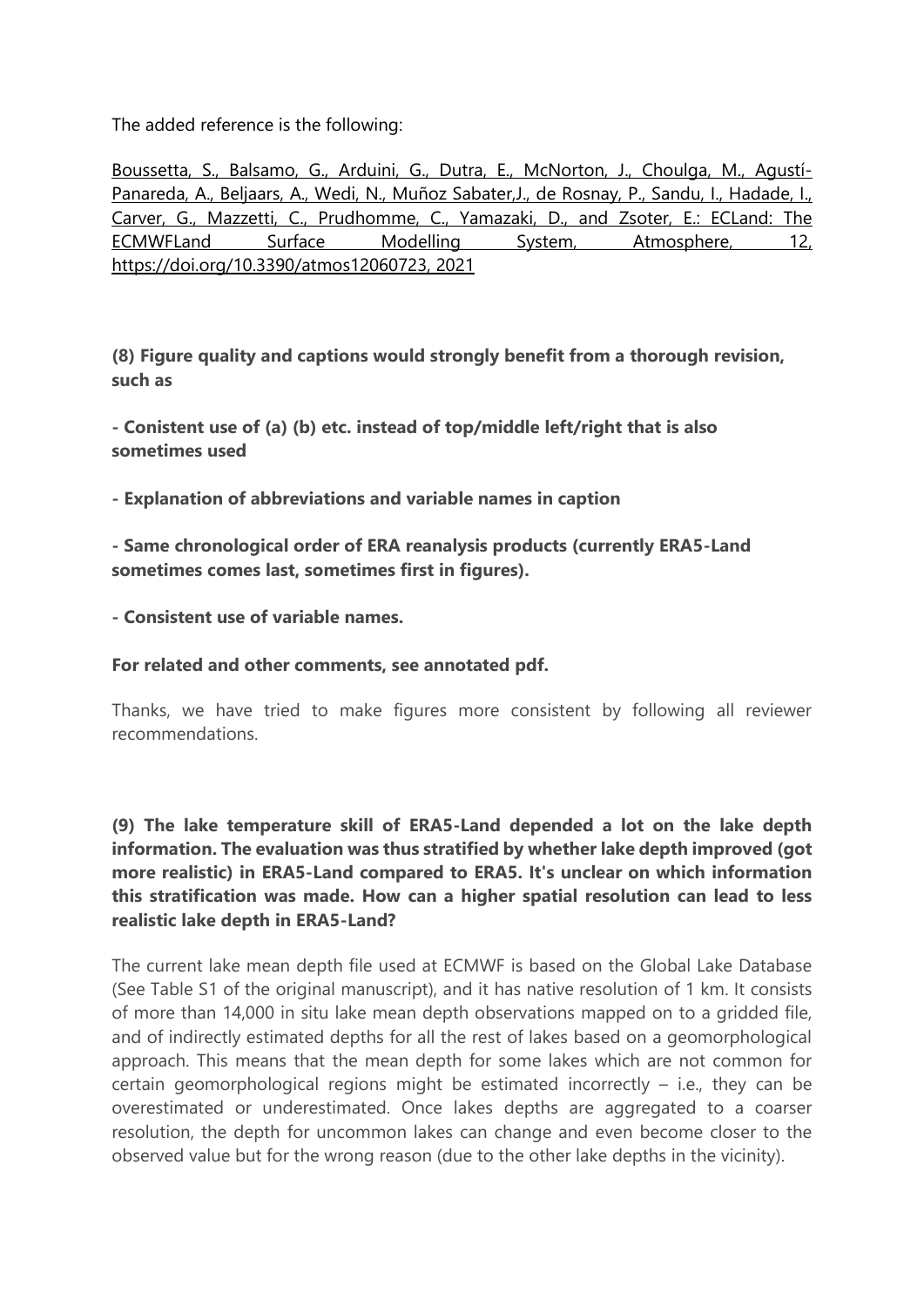The added reference is the following:

Boussetta, S., Balsamo, G., Arduini, G., Dutra, E., McNorton, J., Choulga, M., Agustí-Panareda, A., Beljaars, A., Wedi, N., Muñoz Sabater,J., de Rosnay, P., Sandu, I., Hadade, I., Carver, G., Mazzetti, C., Prudhomme, C., Yamazaki, D., and Zsoter, E.: ECLand: The ECMWFLand Surface Modelling System, Atmosphere, 12, https://doi.org/10.3390/atmos12060723, 2021

**(8) Figure quality and captions would strongly benefit from a thorough revision, such as**

**- Conistent use of (a) (b) etc. instead of top/middle left/right that is also sometimes used**

**- Explanation of abbreviations and variable names in caption**

**- Same chronological order of ERA reanalysis products (currently ERA5-Land sometimes comes last, sometimes first in figures).**

**- Consistent use of variable names.**

**For related and other comments, see annotated pdf.**

Thanks, we have tried to make figures more consistent by following all reviewer recommendations.

**(9) The lake temperature skill of ERA5-Land depended a lot on the lake depth information. The evaluation was thus stratified by whether lake depth improved (got more realistic) in ERA5-Land compared to ERA5. It's unclear on which information this stratification was made. How can a higher spatial resolution can lead to less realistic lake depth in ERA5-Land?**

The current lake mean depth file used at ECMWF is based on the Global Lake Database (See Table S1 of the original manuscript), and it has native resolution of 1 km. It consists of more than 14,000 in situ lake mean depth observations mapped on to a gridded file, and of indirectly estimated depths for all the rest of lakes based on a geomorphological approach. This means that the mean depth for some lakes which are not common for certain geomorphological regions might be estimated incorrectly – i.e., they can be overestimated or underestimated. Once lakes depths are aggregated to a coarser resolution, the depth for uncommon lakes can change and even become closer to the observed value but for the wrong reason (due to the other lake depths in the vicinity).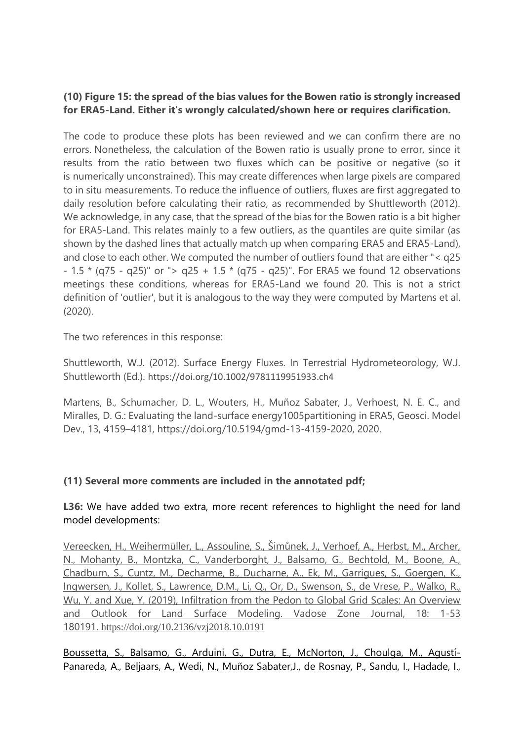**(10) Figure 15: the spread of the bias values for the Bowen ratio is strongly increased for ERA5-Land. Either it's wrongly calculated/shown here or requires clarification.**

The code to produce these plots has been reviewed and we can confirm there are no errors. Nonetheless, the calculation of the Bowen ratio is usually prone to error, since it results from the ratio between two fluxes which can be positive or negative (so it is numerically unconstrained). This may create differences when large pixels are compared to in situ measurements. To reduce the influence of outliers, fluxes are first aggregated to daily resolution before calculating their ratio, as recommended by Shuttleworth (2012). We acknowledge, in any case, that the spread of the bias for the Bowen ratio is a bit higher for ERA5-Land. This relates mainly to a few outliers, as the quantiles are quite similar (as shown by the dashed lines that actually match up when comparing ERA5 and ERA5-Land), and close to each other. We computed the number of outliers found that are either "< q25 - 1.5 * (q75 - q25)" or "> q25 + 1.5 * (q75 - q25)". For ERA5 we found 12 observations meetings these conditions, whereas for ERA5-Land we found 20. This is not a strict definition of 'outlier', but it is analogous to the way they were computed by Martens et al. (2020).

The two references in this response:

Shuttleworth, W.J. (2012). Surface Energy Fluxes. In Terrestrial Hydrometeorology, W.J. Shuttleworth (Ed.). https://doi.org/10.1002/9781119951933.ch4

Martens, B., Schumacher, D. L., Wouters, H., Muñoz Sabater, J., Verhoest, N. E. C., and Miralles, D. G.: Evaluating the land-surface energy1005partitioning in ERA5, Geosci. Model Dev., 13, 4159–4181, https://doi.org/10.5194/gmd-13-4159-2020, 2020.

**(11) Several more comments are included in the annotated pdf;**

**L36:** We have added two extra, more recent references to highlight the need for land model developments:

Vereecken, H., Weihermüller, L., Assouline, S., Šimůnek, J., Verhoef, A., Herbst, M., Archer, N., Mohanty, B., Montzka, C., Vanderborght, J., Balsamo, G., Bechtold, M., Boone, A., Chadburn, S., Cuntz, M., Decharme, B., Ducharne, A., Ek, M., Garrigues, S., Goergen, K., Ingwersen, J., Kollet, S., Lawrence, D.M., Li, Q., Or, D., Swenson, S., de Vrese, P., Walko, R., Wu, Y. and Xue, Y. (2019), Infiltration from the Pedon to Global Grid Scales: An Overview and Outlook for Land Surface Modeling. Vadose Zone Journal, 18: 1-53 180191. https://doi.org/10.2136/vzj2018.10.0191

Boussetta, S., Balsamo, G., Arduini, G., Dutra, E., McNorton, J., Choulga, M., Agustí-Panareda, A., Beljaars, A., Wedi, N., Muñoz Sabater,J., de Rosnay, P., Sandu, I., Hadade, I.,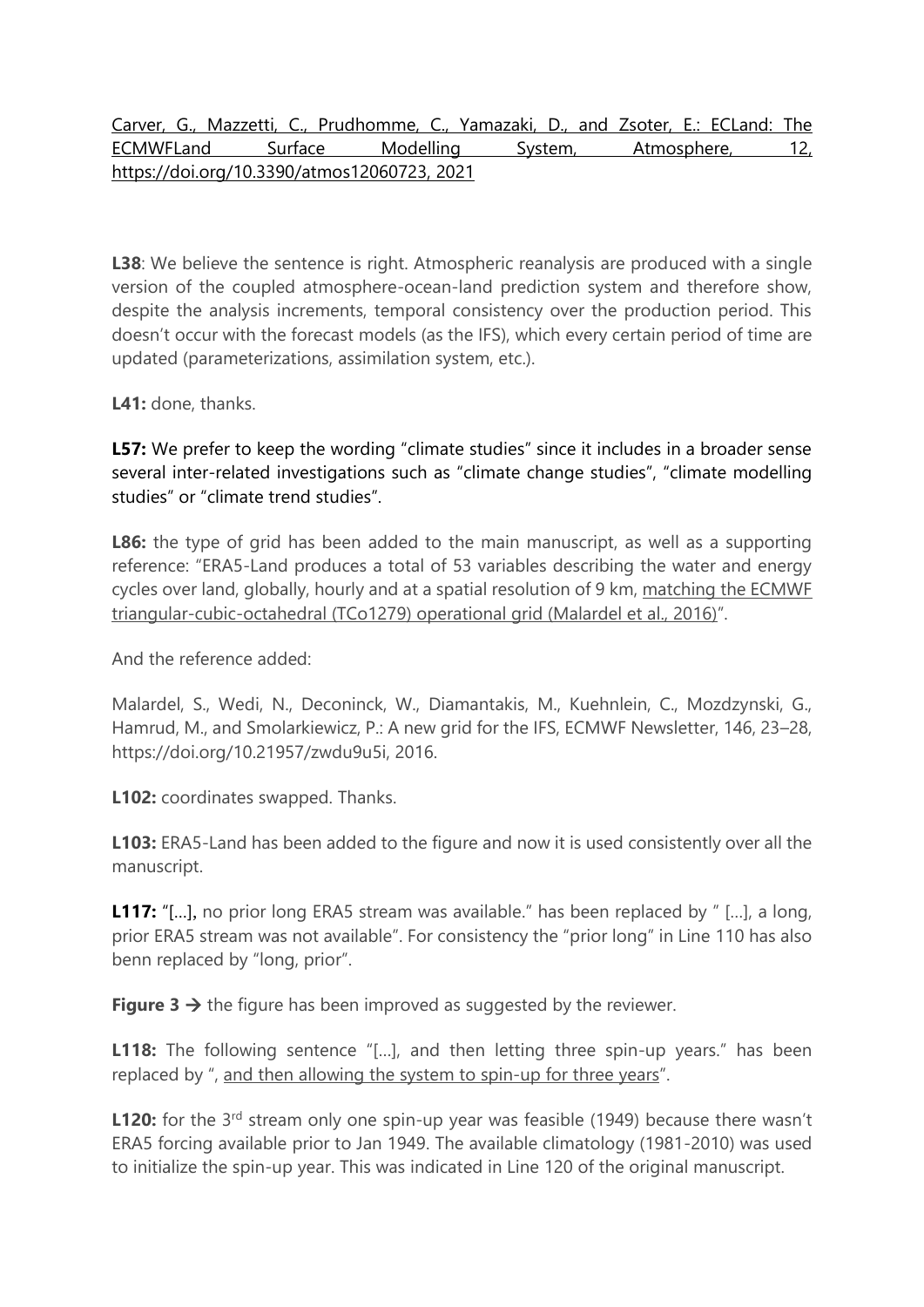Carver, G., Mazzetti, C., Prudhomme, C., Yamazaki, D., and Zsoter, E.: ECLand: The ECMWFLand Surface Modelling System, Atmosphere, 12, https://doi.org/10.3390/atmos12060723, 2021

**L38**: We believe the sentence is right. Atmospheric reanalysis are produced with a single version of the coupled atmosphere-ocean-land prediction system and therefore show, despite the analysis increments, temporal consistency over the production period. This doesn't occur with the forecast models (as the IFS), which every certain period of time are updated (parameterizations, assimilation system, etc.).

**L41:** done, thanks.

**L57:** We prefer to keep the wording "climate studies" since it includes in a broader sense several inter-related investigations such as "climate change studies", "climate modelling studies" or "climate trend studies".

**L86:** the type of grid has been added to the main manuscript, as well as a supporting reference: "ERA5-Land produces a total of 53 variables describing the water and energy cycles over land, globally, hourly and at a spatial resolution of 9 km, matching the ECMWF triangular-cubic-octahedral (TCo1279) operational grid (Malardel et al., 2016)".

And the reference added:

Malardel, S., Wedi, N., Deconinck, W., Diamantakis, M., Kuehnlein, C., Mozdzynski, G., Hamrud, M., and Smolarkiewicz, P.: A new grid for the IFS, ECMWF Newsletter, 146, 23–28, https://doi.org/10.21957/zwdu9u5i, 2016.

**L102:** coordinates swapped. Thanks.

**L103:** ERA5-Land has been added to the figure and now it is used consistently over all the manuscript.

**L117:** "[…], no prior long ERA5 stream was available." has been replaced by " […], a long, prior ERA5 stream was not available". For consistency the "prior long" in Line 110 has also benn replaced by "long, prior".

**Figure 3 →** the figure has been improved as suggested by the reviewer.

**L118:** The following sentence "[…], and then letting three spin-up years." has been replaced by ", and then allowing the system to spin-up for three years".

**L120:** for the 3rd stream only one spin-up year was feasible (1949) because there wasn't ERA5 forcing available prior to Jan 1949. The available climatology (1981-2010) was used to initialize the spin-up year. This was indicated in Line 120 of the original manuscript.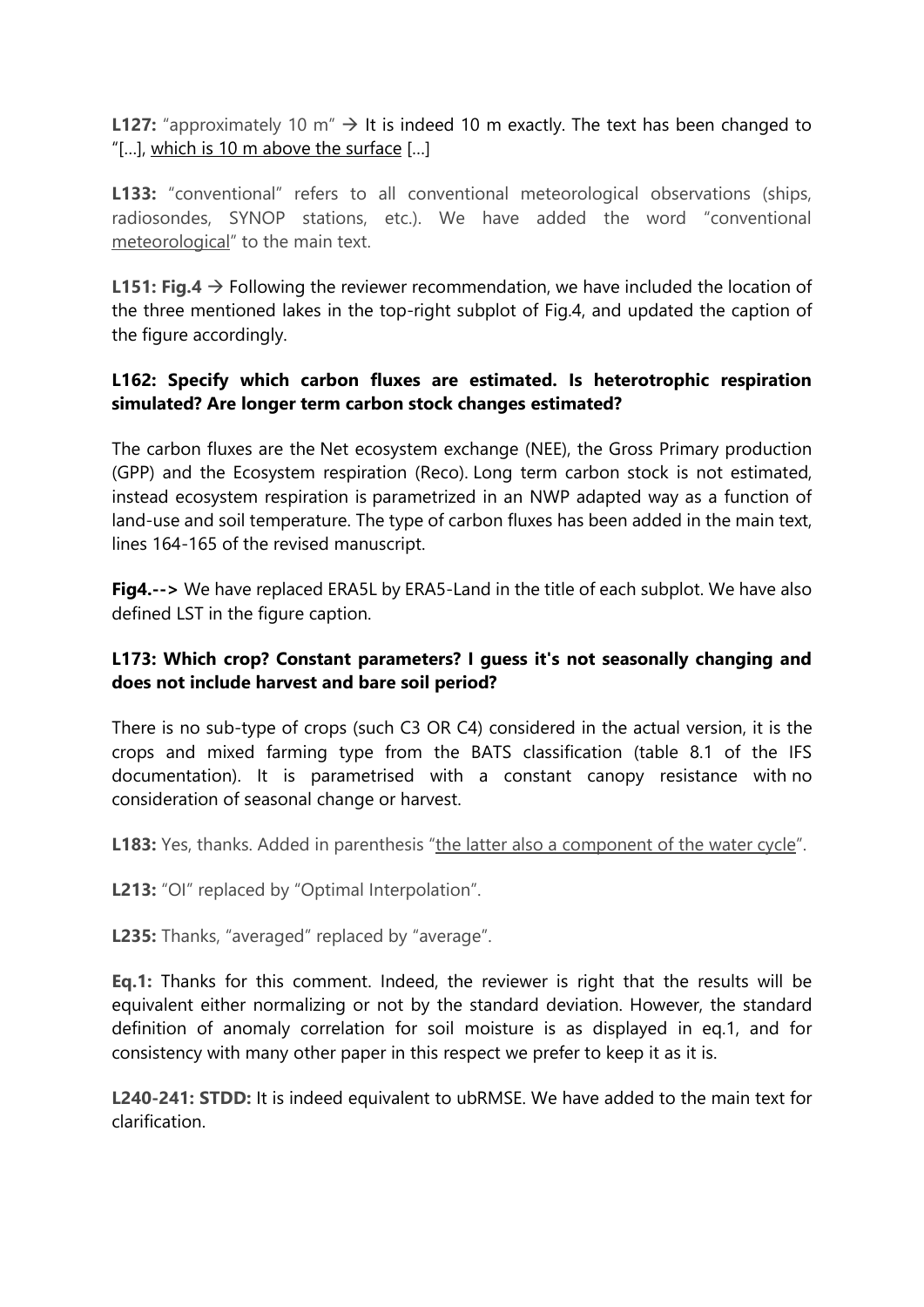**L127:** "approximately 10 m" → It is indeed 10 m exactly. The text has been changed to "[...], which is 10 m above the surface [...]

**L133:** "conventional" refers to all conventional meteorological observations (ships, radiosondes, SYNOP stations, etc.). We have added the word "conventional meteorological" to the main text.

**L151: Fig.4** → Following the reviewer recommendation, we have included the location of the three mentioned lakes in the top-right subplot of Fig.4, and updated the caption of the figure accordingly.

**L162: Specify which carbon fluxes are estimated. Is heterotrophic respiration simulated? Are longer term carbon stock changes estimated?**

The carbon fluxes are the Net ecosystem exchange (NEE), the Gross Primary production (GPP) and the Ecosystem respiration (Reco). Long term carbon stock is not estimated, instead ecosystem respiration is parametrized in an NWP adapted way as a function of land-use and soil temperature. The type of carbon fluxes has been added in the main text, lines 164-165 of the revised manuscript.

**Fig4.-->** We have replaced ERA5L by ERA5-Land in the title of each subplot. We have also defined LST in the figure caption.

**L173: Which crop? Constant parameters? I guess it's not seasonally changing and does not include harvest and bare soil period?**

There is no sub-type of crops (such C3 OR C4) considered in the actual version, it is the crops and mixed farming type from the BATS classification (table 8.1 of the IFS documentation). It is parametrised with a constant canopy resistance with no consideration of seasonal change or harvest.

**L183:** Yes, thanks. Added in parenthesis "the latter also a component of the water cycle".

**L213:** "OI" replaced by "Optimal Interpolation".

**L235:** Thanks, "averaged" replaced by "average".

**Eq.1:** Thanks for this comment. Indeed, the reviewer is right that the results will be equivalent either normalizing or not by the standard deviation. However, the standard definition of anomaly correlation for soil moisture is as displayed in eq.1, and for consistency with many other paper in this respect we prefer to keep it as it is.

**L240-241: STDD:** It is indeed equivalent to ubRMSE. We have added to the main text for clarification.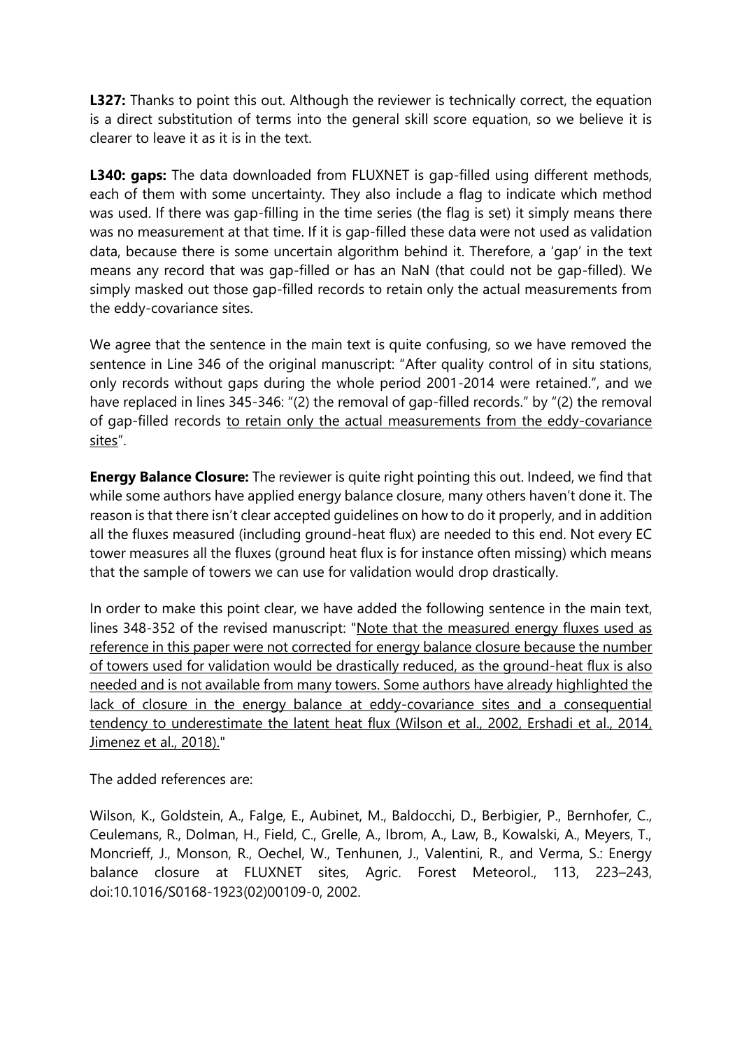**L327:** Thanks to point this out. Although the reviewer is technically correct, the equation is a direct substitution of terms into the general skill score equation, so we believe it is clearer to leave it as it is in the text.

**L340: gaps:** The data downloaded from FLUXNET is gap-filled using different methods, each of them with some uncertainty. They also include a flag to indicate which method was used. If there was gap-filling in the time series (the flag is set) it simply means there was no measurement at that time. If it is gap-filled these data were not used as validation data, because there is some uncertain algorithm behind it. Therefore, a 'gap' in the text means any record that was gap-filled or has an NaN (that could not be gap-filled). We simply masked out those gap-filled records to retain only the actual measurements from the eddy-covariance sites.

We agree that the sentence in the main text is quite confusing, so we have removed the sentence in Line 346 of the original manuscript: "After quality control of in situ stations, only records without gaps during the whole period 2001-2014 were retained.", and we have replaced in lines 345-346: "(2) the removal of gap-filled records." by "(2) the removal of gap-filled records <u>to retain only the actual measurements from the eddy-covariance sites</u>".

**Energy Balance Closure:** The reviewer is quite right pointing this out. Indeed, we find that while some authors have applied energy balance closure, many others haven't done it. The reason is that there isn't clear accepted guidelines on how to do it properly, and in addition all the fluxes measured (including ground-heat flux) are needed to this end. Not every EC tower measures all the fluxes (ground heat flux is for instance often missing) which means that the sample of towers we can use for validation would drop drastically.

In order to make this point clear, we have added the following sentence in the main text, lines 348-352 of the revised manuscript: "<u>Note that the measured energy fluxes used as reference in this paper were not corrected for energy balance closure because the number of towers used for validation would be drastically reduced, as the ground-heat flux is also needed and is not available from many towers. Some authors have already highlighted the lack of closure in the energy balance at eddy-covariance sites and a consequential tendency to underestimate the latent heat flux (Wilson et al., 2002, Ershadi et al., 2014, Jimenez et al., 2018).</u>"

The added references are:

Wilson, K., Goldstein, A., Falge, E., Aubinet, M., Baldocchi, D., Berbigier, P., Bernhofer, C., Ceulemans, R., Dolman, H., Field, C., Grelle, A., Ibrom, A., Law, B., Kowalski, A., Meyers, T., Moncrieff, J., Monson, R., Oechel, W., Tenhunen, J., Valentini, R., and Verma, S.: Energy balance closure at FLUXNET sites, Agric. Forest Meteorol., 113, 223–243, doi:10.1016/S0168-1923(02)00109-0, 2002.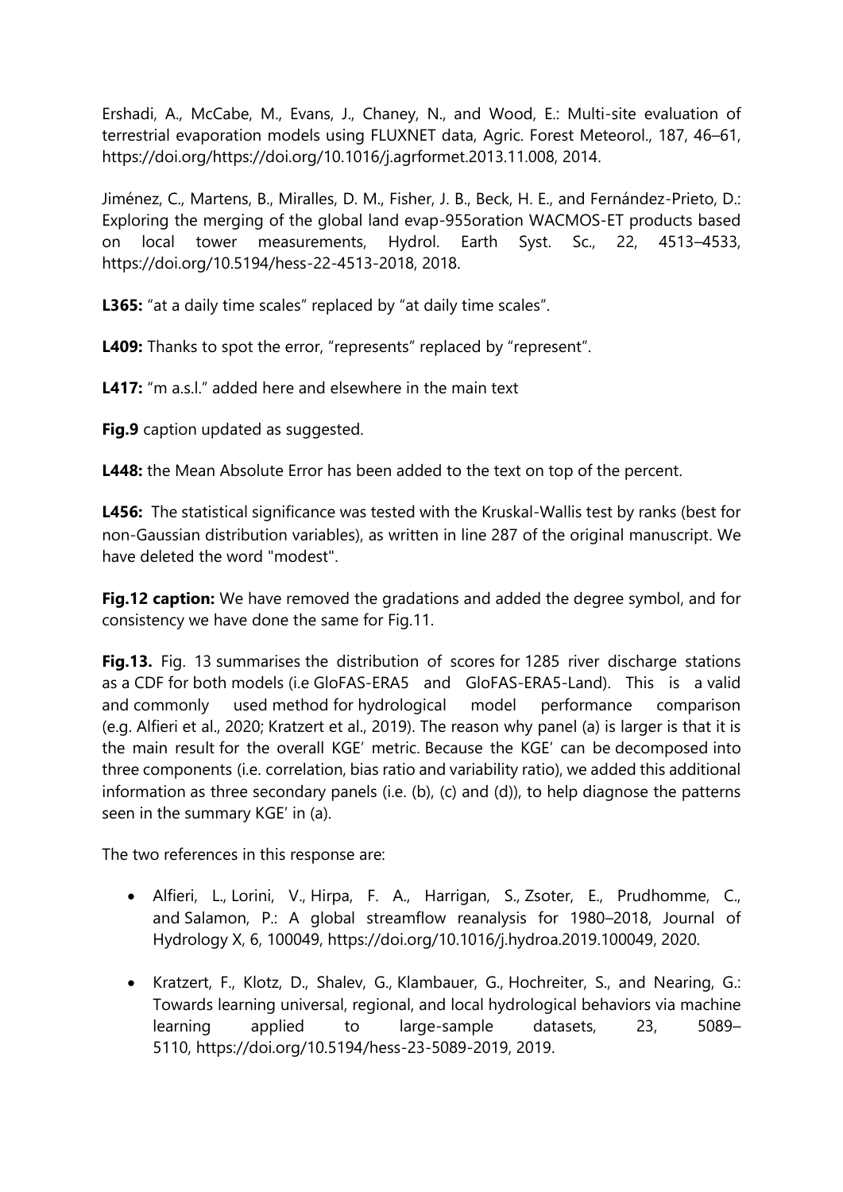Ershadi, A., McCabe, M., Evans, J., Chaney, N., and Wood, E.: Multi-site evaluation of terrestrial evaporation models using FLUXNET data, Agric. Forest Meteorol., 187, 46–61, https://doi.org/https://doi.org/10.1016/j.agrformet.2013.11.008, 2014.

Jiménez, C., Martens, B., Miralles, D. M., Fisher, J. B., Beck, H. E., and Fernández-Prieto, D.: Exploring the merging of the global land evap-955oration WACMOS-ET products based on local tower measurements, Hydrol. Earth Syst. Sc., 22, 4513–4533, https://doi.org/10.5194/hess-22-4513-2018, 2018.

**L365:** "at a daily time scales" replaced by "at daily time scales".

**L409:** Thanks to spot the error, "represents" replaced by "represent".

**L417:** "m a.s.l." added here and elsewhere in the main text

**Fig.9** caption updated as suggested.

**L448:** the Mean Absolute Error has been added to the text on top of the percent.

**L456:** The statistical significance was tested with the Kruskal-Wallis test by ranks (best for non-Gaussian distribution variables), as written in line 287 of the original manuscript. We have deleted the word "modest".

**Fig.12 caption:** We have removed the gradations and added the degree symbol, and for consistency we have done the same for Fig.11.

**Fig.13.** Fig. 13 summarises the distribution of scores for 1285 river discharge stations as a CDF for both models (i.e GloFAS-ERA5 and GloFAS-ERA5-Land). This is a valid and commonly used method for hydrological model performance comparison (e.g. Alfieri et al., 2020; Kratzert et al., 2019). The reason why panel (a) is larger is that it is the main result for the overall KGE′ metric. Because the KGE′ can be decomposed into three components (i.e. correlation, bias ratio and variability ratio), we added this additional information as three secondary panels (i.e. (b), (c) and (d)), to help diagnose the patterns seen in the summary KGE′ in (a).

The two references in this response are:

- Alfieri, L., Lorini, V., Hirpa, F. A., Harrigan, S., Zsoter, E., Prudhomme, C., and Salamon, P.: A global streamflow reanalysis for 1980–2018, Journal of Hydrology X, 6, 100049, https://doi.org/10.1016/j.hydroa.2019.100049, 2020.
- Kratzert, F., Klotz, D., Shalev, G., Klambauer, G., Hochreiter, S., and Nearing, G.: Towards learning universal, regional, and local hydrological behaviors via machine learning applied to large-sample datasets, 23, 5089–5110, https://doi.org/10.5194/hess-23-5089-2019, 2019.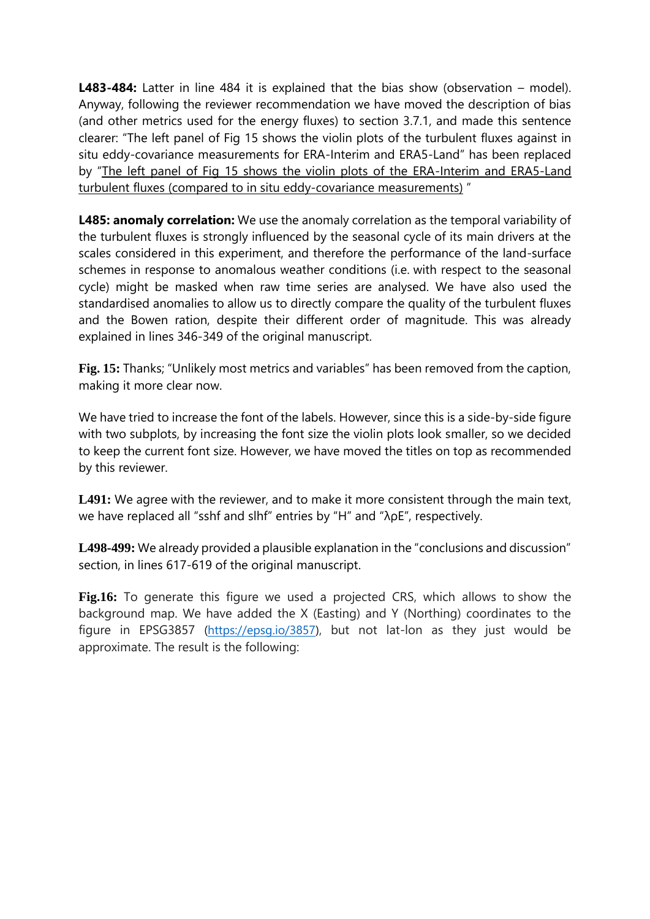**L483-484:** Latter in line 484 it is explained that the bias show (observation – model). Anyway, following the reviewer recommendation we have moved the description of bias (and other metrics used for the energy fluxes) to section 3.7.1, and made this sentence clearer: "The left panel of Fig 15 shows the violin plots of the turbulent fluxes against in situ eddy-covariance measurements for ERA-Interim and ERA5-Land" has been replaced by "<u>The left panel of Fig 15 shows the violin plots of the ERA-Interim and ERA5-Land turbulent fluxes (compared to in situ eddy-covariance measurements)</u> "

**L485: anomaly correlation:** We use the anomaly correlation as the temporal variability of the turbulent fluxes is strongly influenced by the seasonal cycle of its main drivers at the scales considered in this experiment, and therefore the performance of the land-surface schemes in response to anomalous weather conditions (i.e. with respect to the seasonal cycle) might be masked when raw time series are analysed. We have also used the standardised anomalies to allow us to directly compare the quality of the turbulent fluxes and the Bowen ration, despite their different order of magnitude. This was already explained in lines 346-349 of the original manuscript.

**Fig. 15:** Thanks; "Unlikely most metrics and variables" has been removed from the caption, making it more clear now.

We have tried to increase the font of the labels. However, since this is a side-by-side figure with two subplots, by increasing the font size the violin plots look smaller, so we decided to keep the current font size. However, we have moved the titles on top as recommended by this reviewer.

**L491:** We agree with the reviewer, and to make it more consistent through the main text, we have replaced all "sshf and slhf" entries by "H" and "λρE", respectively.

**L498-499:** We already provided a plausible explanation in the "conclusions and discussion" section, in lines 617-619 of the original manuscript.

**Fig.16:** To generate this figure we used a projected CRS, which allows to show the background map. We have added the X (Easting) and Y (Northing) coordinates to the figure in EPSG3857 (https://epsg.io/3857), but not lat-lon as they just would be approximate. The result is the following: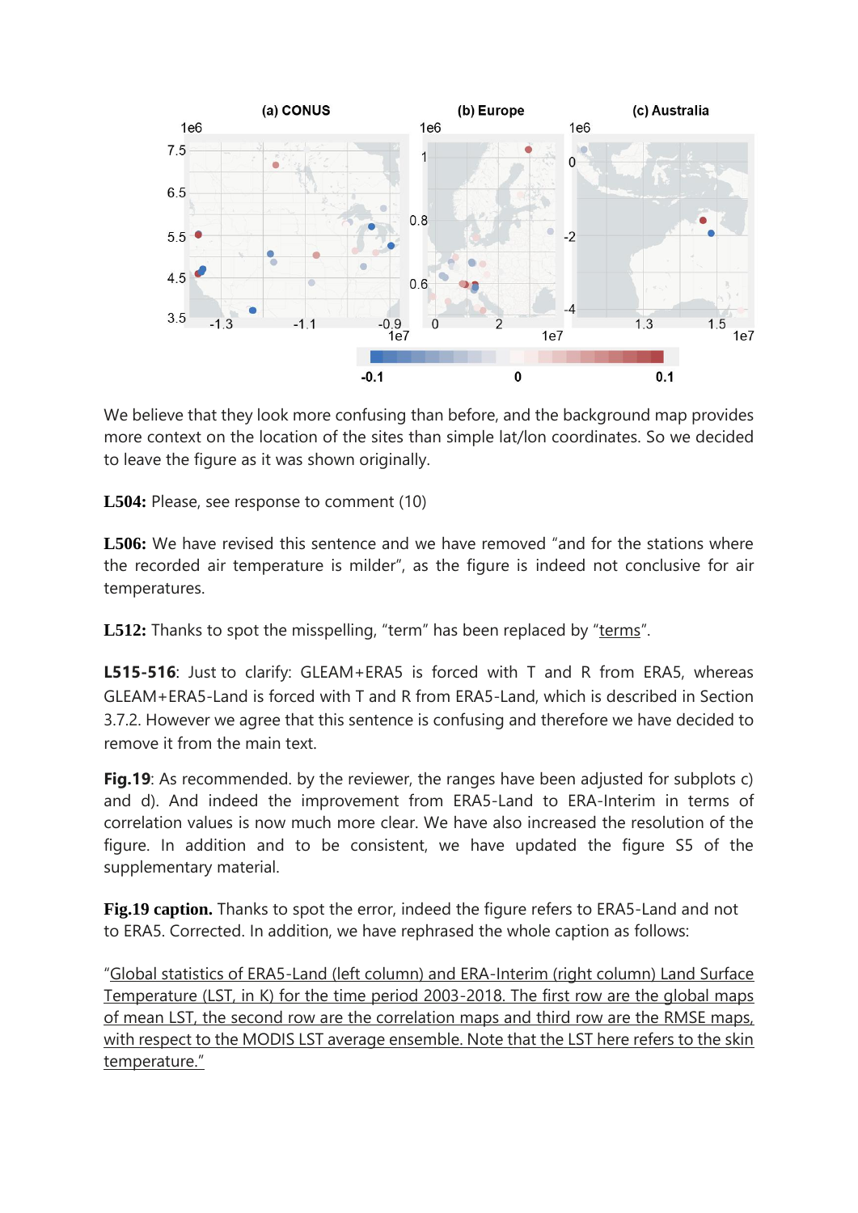We believe that they look more confusing than before, and the background map provides more context on the location of the sites than simple lat/lon coordinates. So we decided to leave the figure as it was shown originally.

**L504:** Please, see response to comment (10)

**L506:** We have revised this sentence and we have removed "and for the stations where the recorded air temperature is milder", as the figure is indeed not conclusive for air temperatures.

**L512:** Thanks to spot the misspelling, "term" has been replaced by "terms".

**L515-516**: Just to clarify: GLEAM+ERA5 is forced with T and R from ERA5, whereas GLEAM+ERA5-Land is forced with T and R from ERA5-Land, which is described in Section 3.7.2. However we agree that this sentence is confusing and therefore we have decided to remove it from the main text.

**Fig.19**: As recommended. by the reviewer, the ranges have been adjusted for subplots c) and d). And indeed the improvement from ERA5-Land to ERA-Interim in terms of correlation values is now much more clear. We have also increased the resolution of the figure. In addition and to be consistent, we have updated the figure S5 of the supplementary material.

**Fig.19 caption.** Thanks to spot the error, indeed the figure refers to ERA5-Land and not to ERA5. Corrected. In addition, we have rephrased the whole caption as follows:

"Global statistics of ERA5-Land (left column) and ERA-Interim (right column) Land Surface Temperature (LST, in K) for the time period 2003-2018. The first row are the global maps of mean LST, the second row are the correlation maps and third row are the RMSE maps, with respect to the MODIS LST average ensemble. Note that the LST here refers to the skin temperature."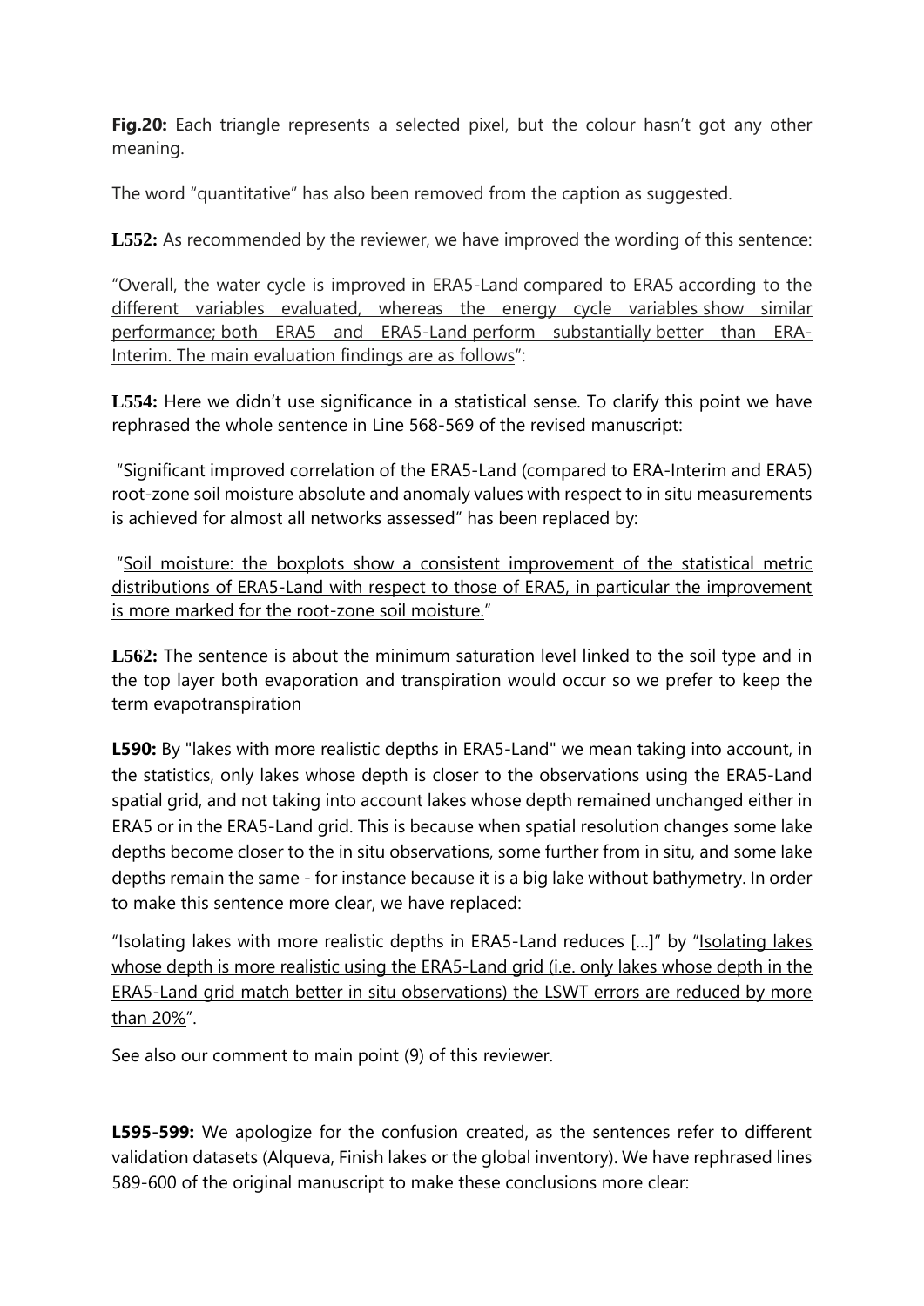**Fig.20:** Each triangle represents a selected pixel, but the colour hasn't got any other meaning.

The word "quantitative" has also been removed from the caption as suggested.

**L552:** As recommended by the reviewer, we have improved the wording of this sentence:

"<u>Overall, the water cycle is improved in ERA5-Land compared to ERA5 according to the different variables evaluated, whereas the energy cycle variables show similar performance; both ERA5 and ERA5-Land perform substantially better than ERA-Interim. The main evaluation findings are as follows</u>":

**L554:** Here we didn't use significance in a statistical sense. To clarify this point we have rephrased the whole sentence in Line 568-569 of the revised manuscript:

"Significant improved correlation of the ERA5-Land (compared to ERA-Interim and ERA5) root-zone soil moisture absolute and anomaly values with respect to in situ measurements is achieved for almost all networks assessed" has been replaced by:

"<u>Soil moisture: the boxplots show a consistent improvement of the statistical metric distributions of ERA5-Land with respect to those of ERA5, in particular the improvement is more marked for the root-zone soil moisture.</u>"

**L562:** The sentence is about the minimum saturation level linked to the soil type and in the top layer both evaporation and transpiration would occur so we prefer to keep the term evapotranspiration

**L590:** By "lakes with more realistic depths in ERA5-Land" we mean taking into account, in the statistics, only lakes whose depth is closer to the observations using the ERA5-Land spatial grid, and not taking into account lakes whose depth remained unchanged either in ERA5 or in the ERA5-Land grid. This is because when spatial resolution changes some lake depths become closer to the in situ observations, some further from in situ, and some lake depths remain the same - for instance because it is a big lake without bathymetry. In order to make this sentence more clear, we have replaced:

"Isolating lakes with more realistic depths in ERA5-Land reduces […]" by "<u>Isolating lakes whose depth is more realistic using the ERA5-Land grid (i.e. only lakes whose depth in the ERA5-Land grid match better in situ observations) the LSWT errors are reduced by more than 20%</u>".

See also our comment to main point (9) of this reviewer.

**L595-599:** We apologize for the confusion created, as the sentences refer to different validation datasets (Alqueva, Finish lakes or the global inventory). We have rephrased lines 589-600 of the original manuscript to make these conclusions more clear: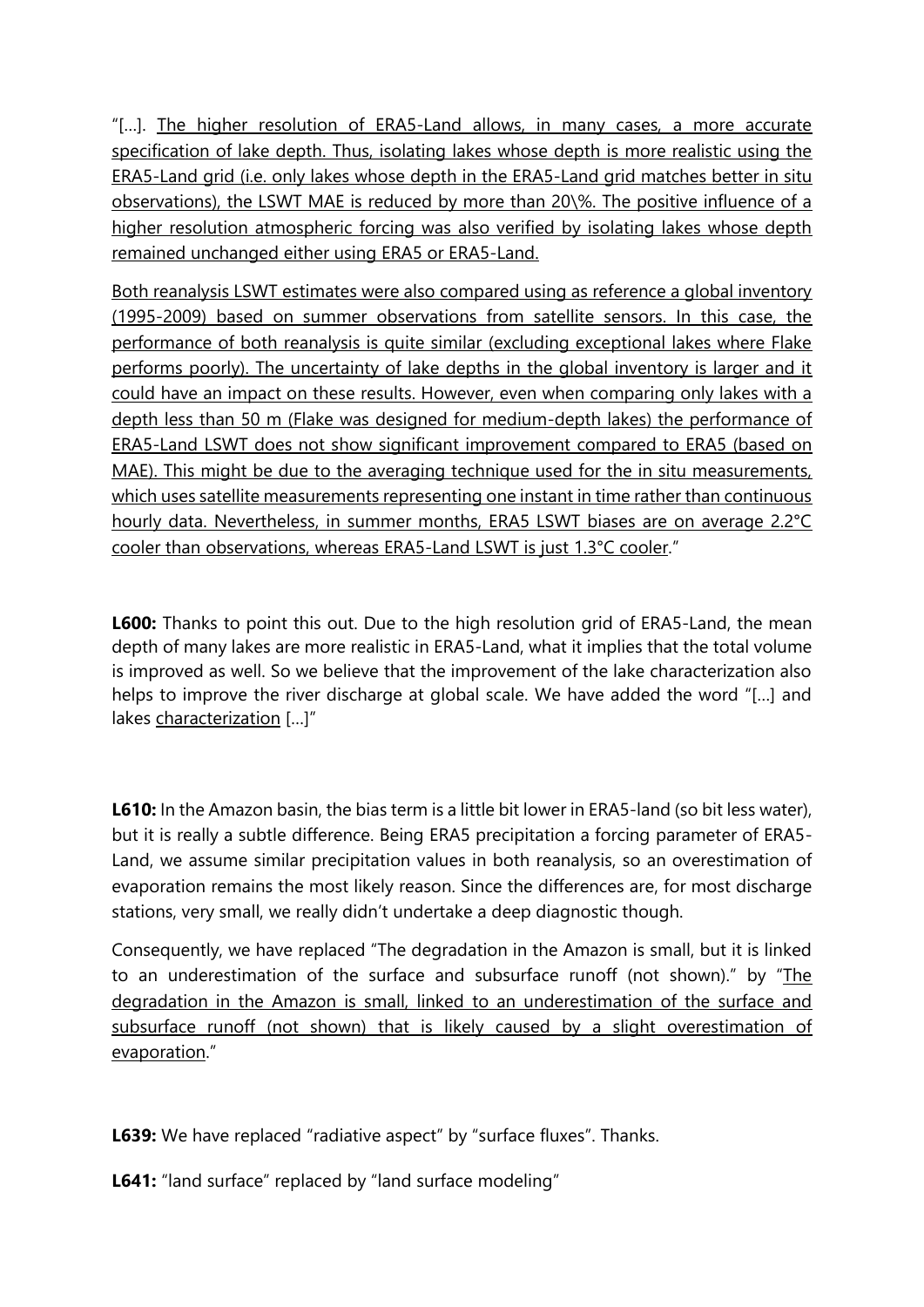"[…]. <u>The higher resolution of ERA5-Land allows, in many cases, a more accurate specification of lake depth. Thus, isolating lakes whose depth is more realistic using the ERA5-Land grid (i.e. only lakes whose depth in the ERA5-Land grid matches better in situ observations), the LSWT MAE is reduced by more than 20\%. The positive influence of a higher resolution atmospheric forcing was also verified by isolating lakes whose depth remained unchanged either using ERA5 or ERA5-Land.</u>

<u>Both reanalysis LSWT estimates were also compared using as reference a global inventory (1995-2009) based on summer observations from satellite sensors. In this case, the performance of both reanalysis is quite similar (excluding exceptional lakes where Flake performs poorly). The uncertainty of lake depths in the global inventory is larger and it could have an impact on these results. However, even when comparing only lakes with a depth less than 50 m (Flake was designed for medium-depth lakes) the performance of ERA5-Land LSWT does not show significant improvement compared to ERA5 (based on MAE). This might be due to the averaging technique used for the in situ measurements, which uses satellite measurements representing one instant in time rather than continuous hourly data. Nevertheless, in summer months, ERA5 LSWT biases are on average 2.2°C cooler than observations, whereas ERA5-Land LSWT is just 1.3°C cooler</u>."

**L600:** Thanks to point this out. Due to the high resolution grid of ERA5-Land, the mean depth of many lakes are more realistic in ERA5-Land, what it implies that the total volume is improved as well. So we believe that the improvement of the lake characterization also helps to improve the river discharge at global scale. We have added the word "[…] and lakes <u>characterization</u> […]"

**L610:** In the Amazon basin, the bias term is a little bit lower in ERA5-land (so bit less water), but it is really a subtle difference. Being ERA5 precipitation a forcing parameter of ERA5-Land, we assume similar precipitation values in both reanalysis, so an overestimation of evaporation remains the most likely reason. Since the differences are, for most discharge stations, very small, we really didn't undertake a deep diagnostic though.

Consequently, we have replaced "The degradation in the Amazon is small, but it is linked to an underestimation of the surface and subsurface runoff (not shown)." by "<u>The degradation in the Amazon is small, linked to an underestimation of the surface and subsurface runoff (not shown) that is likely caused by a slight overestimation of evaporation</u>."

**L639:** We have replaced "radiative aspect" by "surface fluxes". Thanks.

**L641:** "land surface" replaced by "land surface modeling"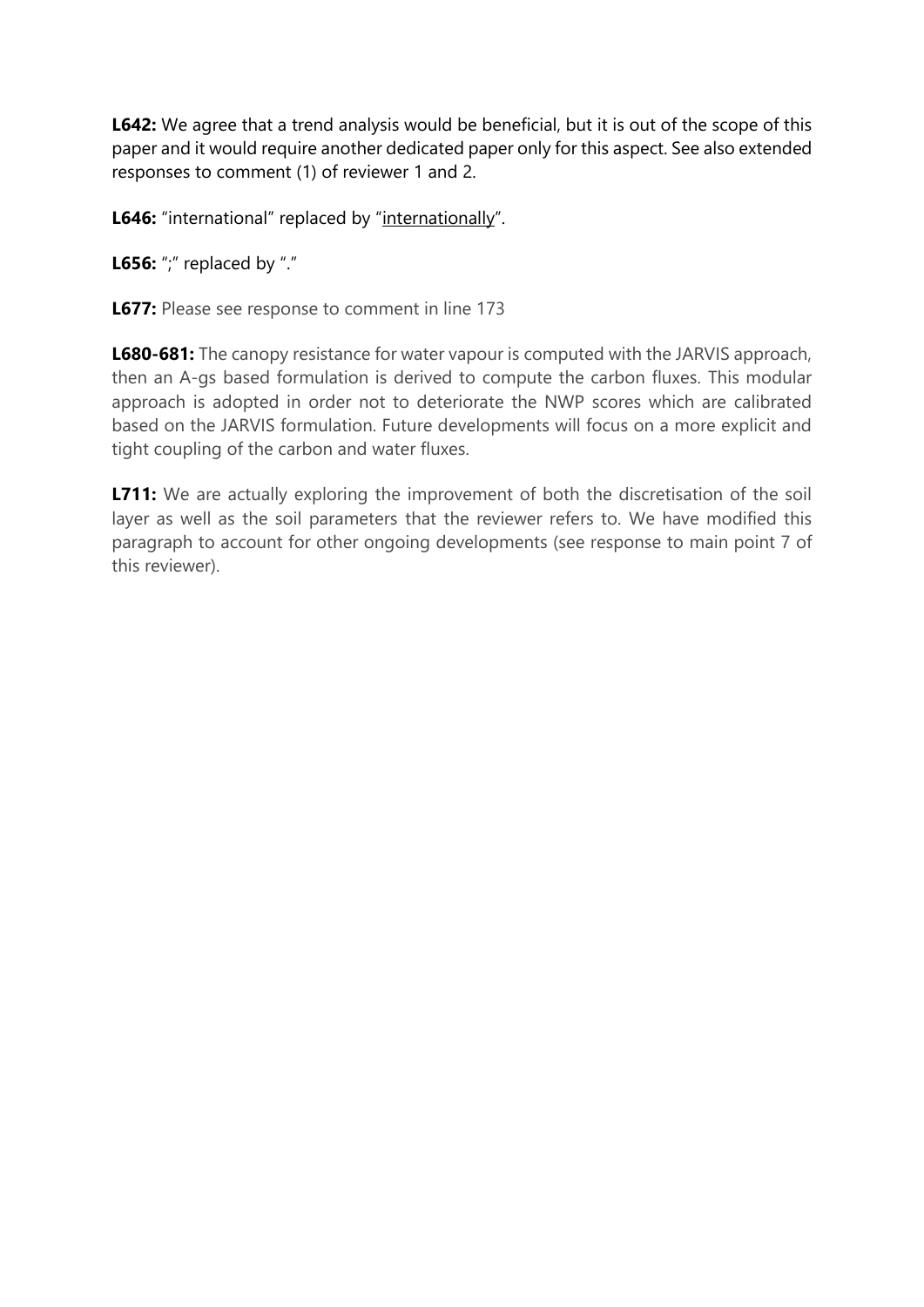**L642:** We agree that a trend analysis would be beneficial, but it is out of the scope of this paper and it would require another dedicated paper only for this aspect. See also extended responses to comment (1) of reviewer 1 and 2.

**L646:** "international" replaced by "internationally".

**L656:** ";" replaced by "."

**L677:** Please see response to comment in line 173

**L680-681:** The canopy resistance for water vapour is computed with the JARVIS approach, then an A-gs based formulation is derived to compute the carbon fluxes. This modular approach is adopted in order not to deteriorate the NWP scores which are calibrated based on the JARVIS formulation. Future developments will focus on a more explicit and tight coupling of the carbon and water fluxes.

**L711:** We are actually exploring the improvement of both the discretisation of the soil layer as well as the soil parameters that the reviewer refers to. We have modified this paragraph to account for other ongoing developments (see response to main point 7 of this reviewer).